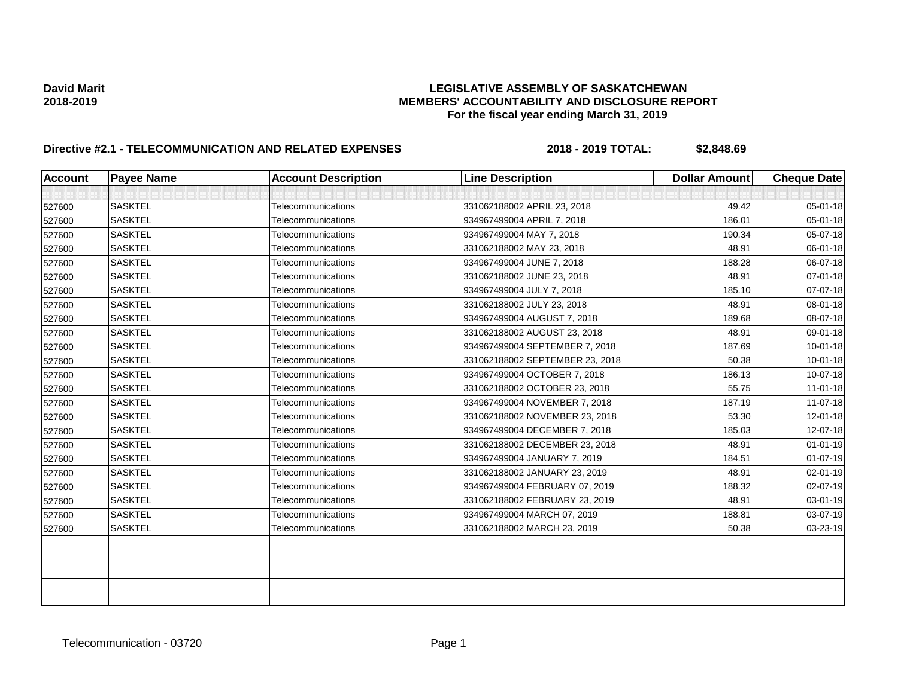**David Marit**
**2018-2019**

# LEGISLATIVE ASSEMBLY OF SASKATCHEWAN
## MEMBERS' ACCOUNTABILITY AND DISCLOSURE REPORT
### For the fiscal year ending March 31, 2019

**Directive #2.1 - TELECOMMUNICATION AND RELATED EXPENSES** **2018 - 2019 TOTAL: $2,848.69**

| Account | Payee Name | Account Description | Line Description | Dollar Amount | Cheque Date |
|---|---|---|---|---|---|
| | | | | | |
| 527600 | SASKTEL | Telecommunications | 331062188002 APRIL 23, 2018 | 49.42 | 05-01-18 |
| 527600 | SASKTEL | Telecommunications | 934967499004 APRIL 7, 2018 | 186.01 | 05-01-18 |
| 527600 | SASKTEL | Telecommunications | 934967499004 MAY 7, 2018 | 190.34 | 05-07-18 |
| 527600 | SASKTEL | Telecommunications | 331062188002 MAY 23, 2018 | 48.91 | 06-01-18 |
| 527600 | SASKTEL | Telecommunications | 934967499004 JUNE 7, 2018 | 188.28 | 06-07-18 |
| 527600 | SASKTEL | Telecommunications | 331062188002 JUNE 23, 2018 | 48.91 | 07-01-18 |
| 527600 | SASKTEL | Telecommunications | 934967499004 JULY 7, 2018 | 185.10 | 07-07-18 |
| 527600 | SASKTEL | Telecommunications | 331062188002 JULY 23, 2018 | 48.91 | 08-01-18 |
| 527600 | SASKTEL | Telecommunications | 934967499004 AUGUST 7, 2018 | 189.68 | 08-07-18 |
| 527600 | SASKTEL | Telecommunications | 331062188002 AUGUST 23, 2018 | 48.91 | 09-01-18 |
| 527600 | SASKTEL | Telecommunications | 934967499004 SEPTEMBER 7, 2018 | 187.69 | 10-01-18 |
| 527600 | SASKTEL | Telecommunications | 331062188002 SEPTEMBER 23, 2018 | 50.38 | 10-01-18 |
| 527600 | SASKTEL | Telecommunications | 934967499004 OCTOBER 7, 2018 | 186.13 | 10-07-18 |
| 527600 | SASKTEL | Telecommunications | 331062188002 OCTOBER 23, 2018 | 55.75 | 11-01-18 |
| 527600 | SASKTEL | Telecommunications | 934967499004 NOVEMBER 7, 2018 | 187.19 | 11-07-18 |
| 527600 | SASKTEL | Telecommunications | 331062188002 NOVEMBER 23, 2018 | 53.30 | 12-01-18 |
| 527600 | SASKTEL | Telecommunications | 934967499004 DECEMBER 7, 2018 | 185.03 | 12-07-18 |
| 527600 | SASKTEL | Telecommunications | 331062188002 DECEMBER 23, 2018 | 48.91 | 01-01-19 |
| 527600 | SASKTEL | Telecommunications | 934967499004 JANUARY 7, 2019 | 184.51 | 01-07-19 |
| 527600 | SASKTEL | Telecommunications | 331062188002 JANUARY 23, 2019 | 48.91 | 02-01-19 |
| 527600 | SASKTEL | Telecommunications | 934967499004 FEBRUARY 07, 2019 | 188.32 | 02-07-19 |
| 527600 | SASKTEL | Telecommunications | 331062188002 FEBRUARY 23, 2019 | 48.91 | 03-01-19 |
| 527600 | SASKTEL | Telecommunications | 934967499004 MARCH 07, 2019 | 188.81 | 03-07-19 |
| 527600 | SASKTEL | Telecommunications | 331062188002 MARCH 23, 2019 | 50.38 | 03-23-19 |
| | | | | | |
| | | | | | |
| | | | | | |
| | | | | | |
| | | | | | |

Telecommunication - 03720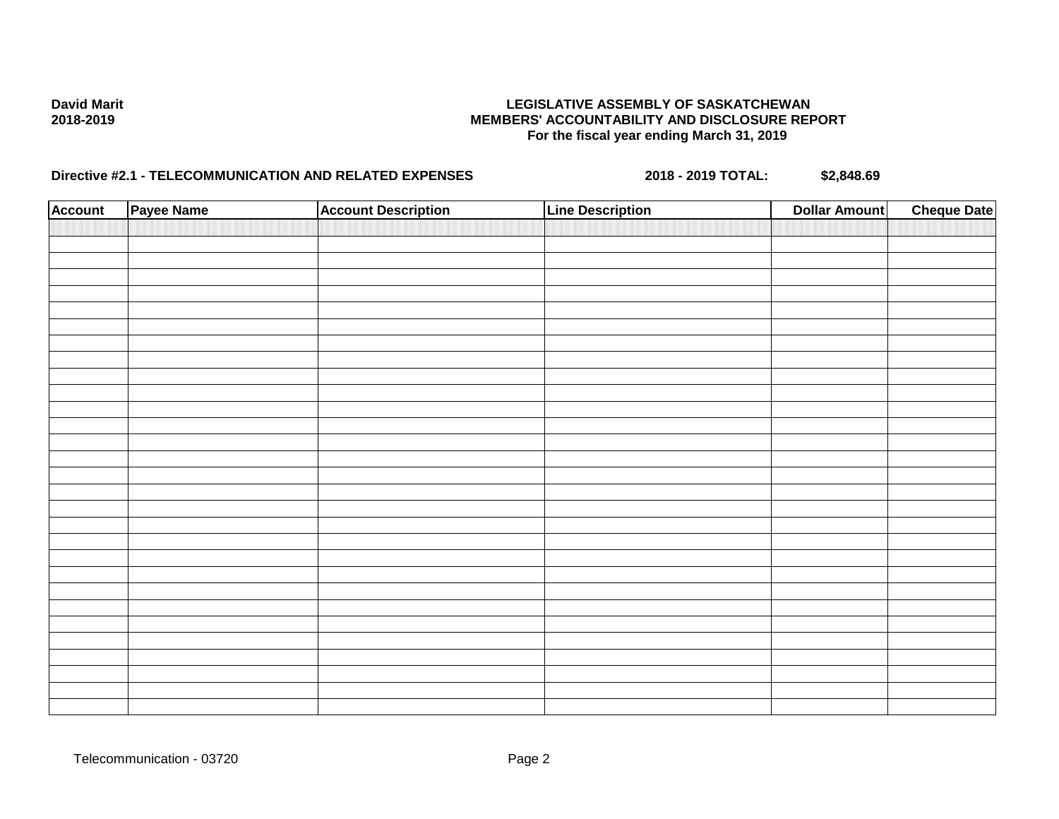**David Marit**
**2018-2019**

**LEGISLATIVE ASSEMBLY OF SASKATCHEWAN**
**MEMBERS' ACCOUNTABILITY AND DISCLOSURE REPORT**
**For the fiscal year ending March 31, 2019**

**Directive #2.1 - TELECOMMUNICATION AND RELATED EXPENSES** **2018 - 2019 TOTAL:** **$2,848.69**

| Account | Payee Name | Account Description | Line Description | Dollar Amount | Cheque Date |
|---|---|---|---|---|---|
| | | | | | |

Telecommunication - 03720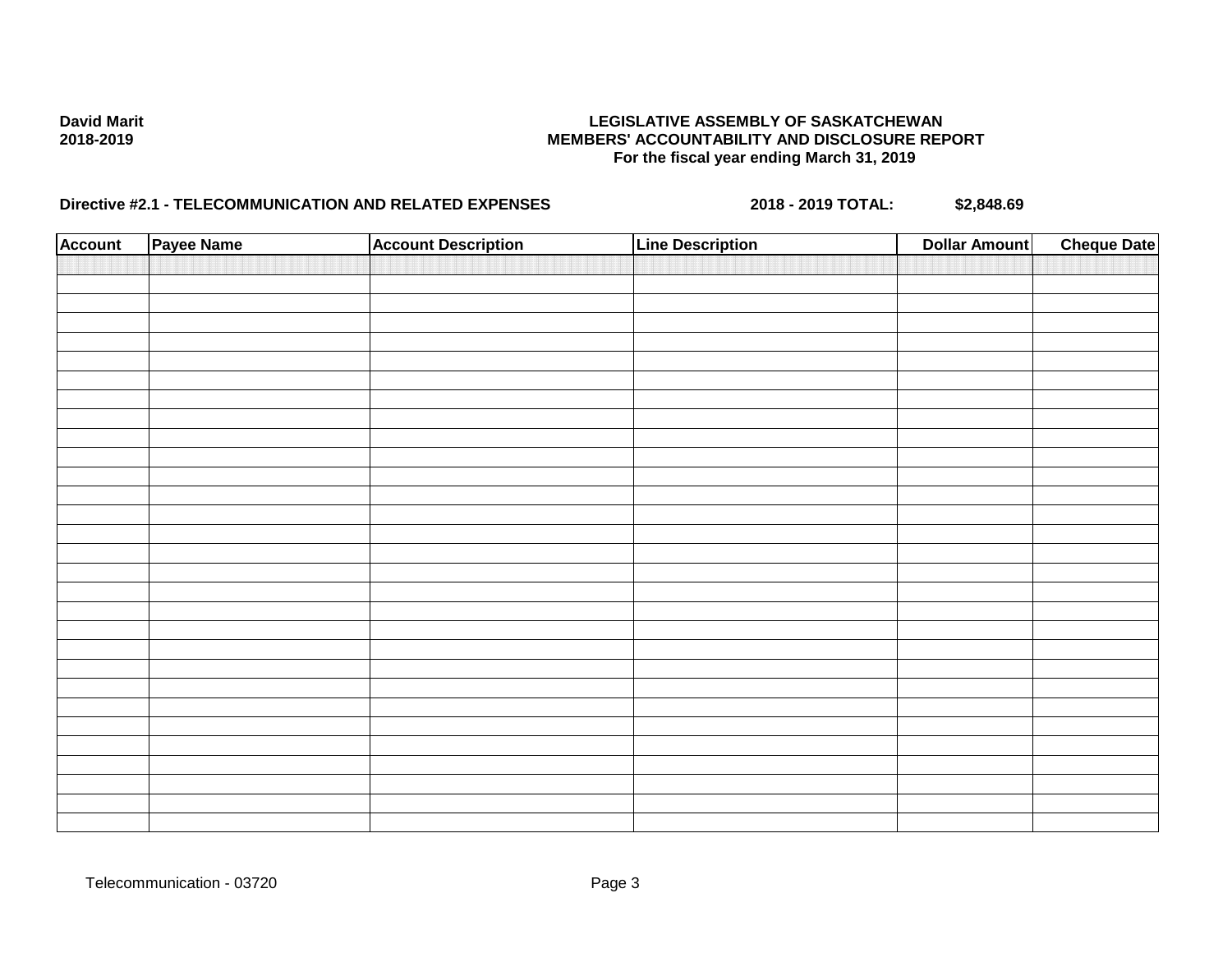**David Marit**
**2018-2019**

**LEGISLATIVE ASSEMBLY OF SASKATCHEWAN**
**MEMBERS' ACCOUNTABILITY AND DISCLOSURE REPORT**
**For the fiscal year ending March 31, 2019**

**Directive #2.1 - TELECOMMUNICATION AND RELATED EXPENSES** **2018 - 2019 TOTAL: $2,848.69**

| Account | Payee Name | Account Description | Line Description | Dollar Amount | Cheque Date |
|---|---|---|---|---|---|
| | | | | | |

Telecommunication - 03720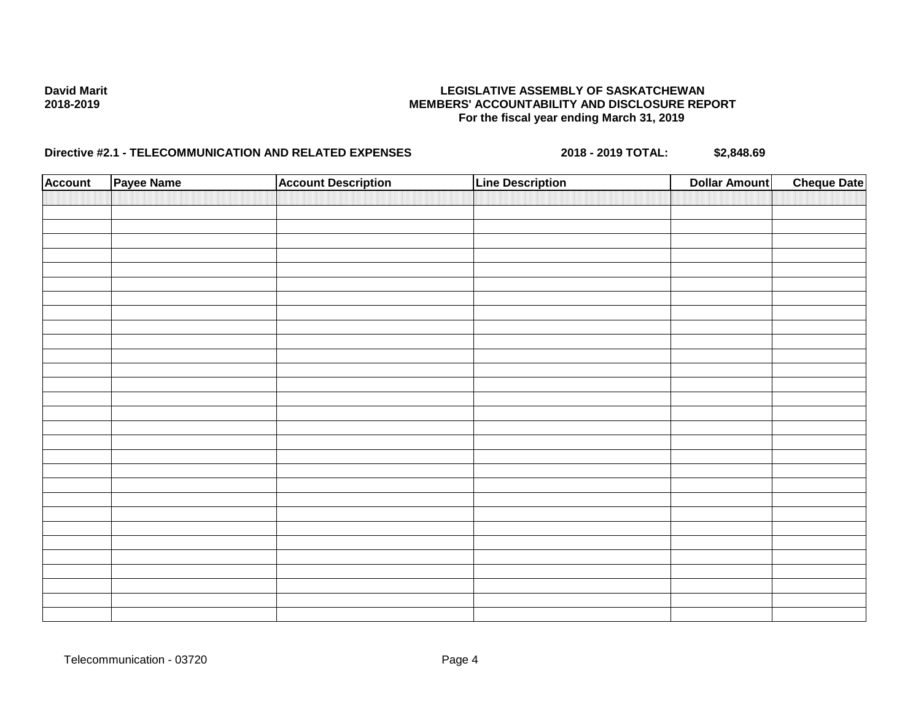**David Marit**
**2018-2019**

**LEGISLATIVE ASSEMBLY OF SASKATCHEWAN**
**MEMBERS' ACCOUNTABILITY AND DISCLOSURE REPORT**
**For the fiscal year ending March 31, 2019**

**Directive #2.1 - TELECOMMUNICATION AND RELATED EXPENSES** **2018 - 2019 TOTAL: $2,848.69**

| Account | Payee Name | Account Description | Line Description | Dollar Amount | Cheque Date |
|---|---|---|---|---|---|
| | | | | | |

Telecommunication - 03720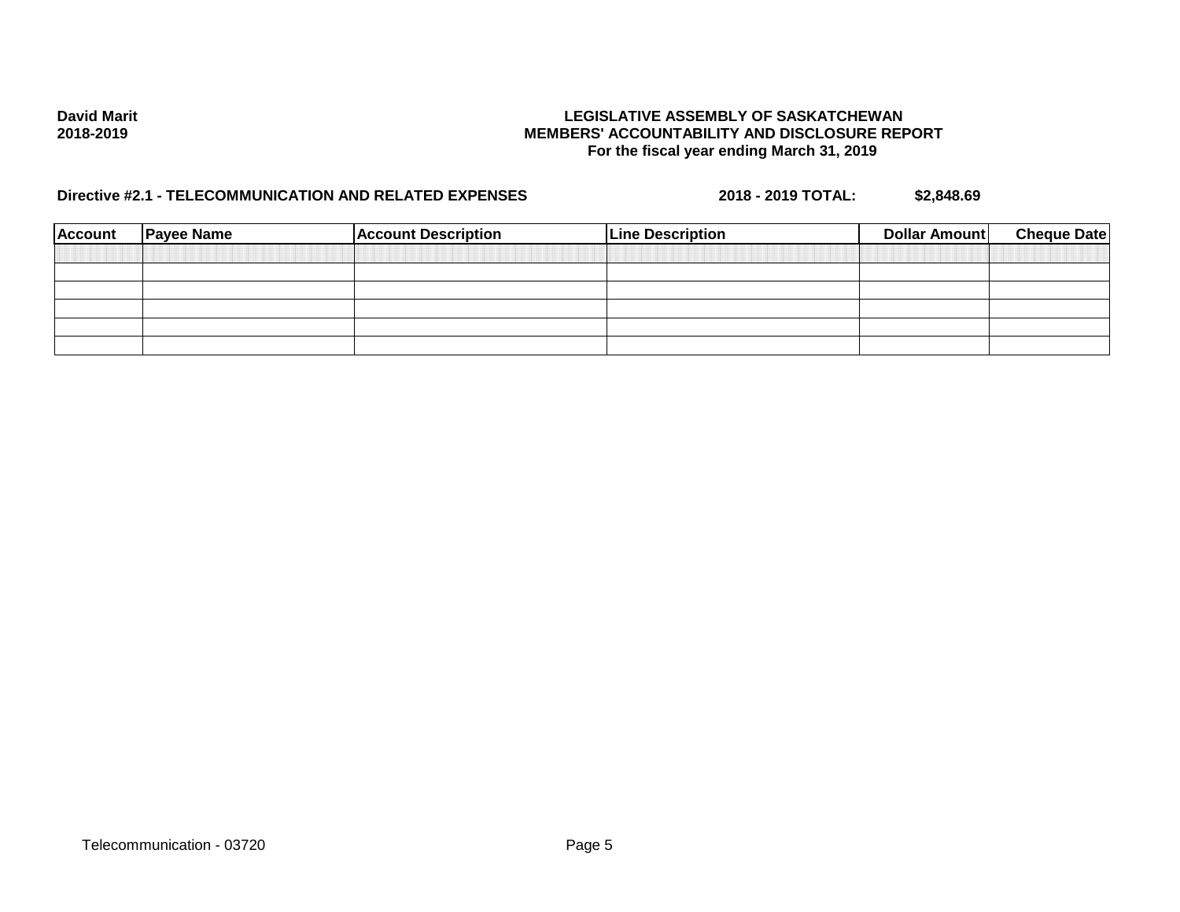**David Marit**
**2018-2019**

**LEGISLATIVE ASSEMBLY OF SASKATCHEWAN**
**MEMBERS' ACCOUNTABILITY AND DISCLOSURE REPORT**
**For the fiscal year ending March 31, 2019**

**Directive #2.1 - TELECOMMUNICATION AND RELATED EXPENSES** **2018 - 2019 TOTAL:** **$2,848.69**

| Account | Payee Name | Account Description | Line Description | Dollar Amount | Cheque Date |
|---|---|---|---|---|---|
| | | | | | |
| | | | | | |
| | | | | | |
| | | | | | |
| | | | | | |
| | | | | | |

Telecommunication - 03720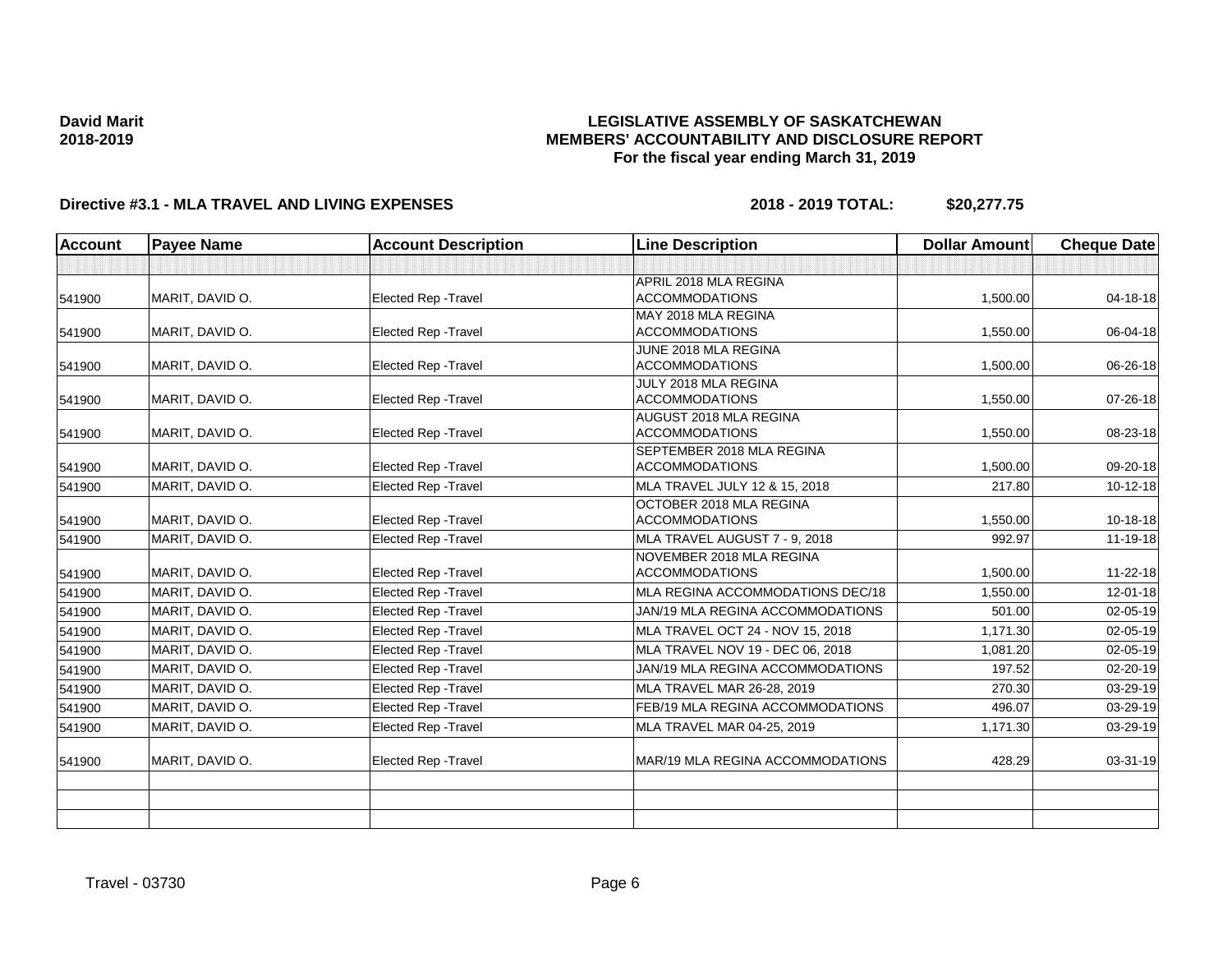**David Marit**
**2018-2019**

# LEGISLATIVE ASSEMBLY OF SASKATCHEWAN
## MEMBERS' ACCOUNTABILITY AND DISCLOSURE REPORT
### For the fiscal year ending March 31, 2019

**Directive #3.1 - MLA TRAVEL AND LIVING EXPENSES** **2018 - 2019 TOTAL: $20,277.75**

| Account | Payee Name | Account Description | Line Description | Dollar Amount | Cheque Date |
|---|---|---|---|---|---|
| | | | | | |
| 541900 | MARIT, DAVID O. | Elected Rep -Travel | APRIL 2018 MLA REGINA ACCOMMODATIONS | 1,500.00 | 04-18-18 |
| 541900 | MARIT, DAVID O. | Elected Rep -Travel | MAY 2018 MLA REGINA ACCOMMODATIONS | 1,550.00 | 06-04-18 |
| 541900 | MARIT, DAVID O. | Elected Rep -Travel | JUNE 2018 MLA REGINA ACCOMMODATIONS | 1,500.00 | 06-26-18 |
| 541900 | MARIT, DAVID O. | Elected Rep -Travel | JULY 2018 MLA REGINA ACCOMMODATIONS | 1,550.00 | 07-26-18 |
| 541900 | MARIT, DAVID O. | Elected Rep -Travel | AUGUST 2018 MLA REGINA ACCOMMODATIONS | 1,550.00 | 08-23-18 |
| 541900 | MARIT, DAVID O. | Elected Rep -Travel | SEPTEMBER 2018 MLA REGINA ACCOMMODATIONS | 1,500.00 | 09-20-18 |
| 541900 | MARIT, DAVID O. | Elected Rep -Travel | MLA TRAVEL JULY 12 & 15, 2018 | 217.80 | 10-12-18 |
| 541900 | MARIT, DAVID O. | Elected Rep -Travel | OCTOBER 2018 MLA REGINA ACCOMMODATIONS | 1,550.00 | 10-18-18 |
| 541900 | MARIT, DAVID O. | Elected Rep -Travel | MLA TRAVEL AUGUST 7 - 9, 2018 | 992.97 | 11-19-18 |
| 541900 | MARIT, DAVID O. | Elected Rep -Travel | NOVEMBER 2018 MLA REGINA ACCOMMODATIONS | 1,500.00 | 11-22-18 |
| 541900 | MARIT, DAVID O. | Elected Rep -Travel | MLA REGINA ACCOMMODATIONS DEC/18 | 1,550.00 | 12-01-18 |
| 541900 | MARIT, DAVID O. | Elected Rep -Travel | JAN/19 MLA REGINA ACCOMMODATIONS | 501.00 | 02-05-19 |
| 541900 | MARIT, DAVID O. | Elected Rep -Travel | MLA TRAVEL OCT 24 - NOV 15, 2018 | 1,171.30 | 02-05-19 |
| 541900 | MARIT, DAVID O. | Elected Rep -Travel | MLA TRAVEL NOV 19 - DEC 06, 2018 | 1,081.20 | 02-05-19 |
| 541900 | MARIT, DAVID O. | Elected Rep -Travel | JAN/19 MLA REGINA ACCOMMODATIONS | 197.52 | 02-20-19 |
| 541900 | MARIT, DAVID O. | Elected Rep -Travel | MLA TRAVEL MAR 26-28, 2019 | 270.30 | 03-29-19 |
| 541900 | MARIT, DAVID O. | Elected Rep -Travel | FEB/19 MLA REGINA ACCOMMODATIONS | 496.07 | 03-29-19 |
| 541900 | MARIT, DAVID O. | Elected Rep -Travel | MLA TRAVEL MAR 04-25, 2019 | 1,171.30 | 03-29-19 |
| 541900 | MARIT, DAVID O. | Elected Rep -Travel | MAR/19 MLA REGINA ACCOMMODATIONS | 428.29 | 03-31-19 |
| | | | | | |
| | | | | | |
| | | | | | |

Travel - 03730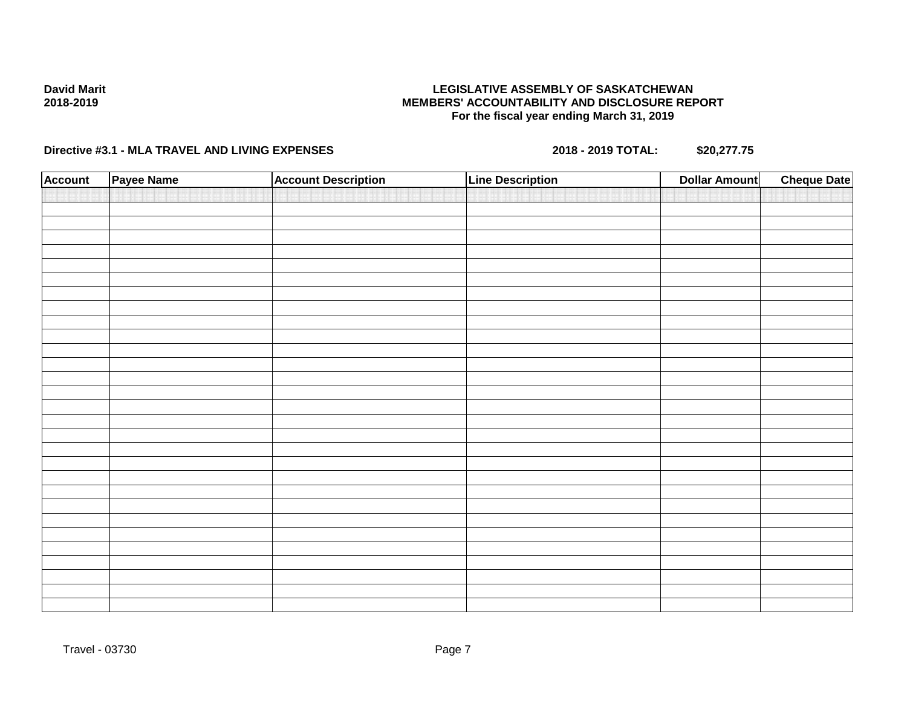**David Marit**
**2018-2019**

**LEGISLATIVE ASSEMBLY OF SASKATCHEWAN**
**MEMBERS' ACCOUNTABILITY AND DISCLOSURE REPORT**
**For the fiscal year ending March 31, 2019**

**Directive #3.1 - MLA TRAVEL AND LIVING EXPENSES** **2018 - 2019 TOTAL: $20,277.75**

| Account | Payee Name | Account Description | Line Description | Dollar Amount | Cheque Date |
|---|---|---|---|---|---|
| | | | | | |

Travel - 03730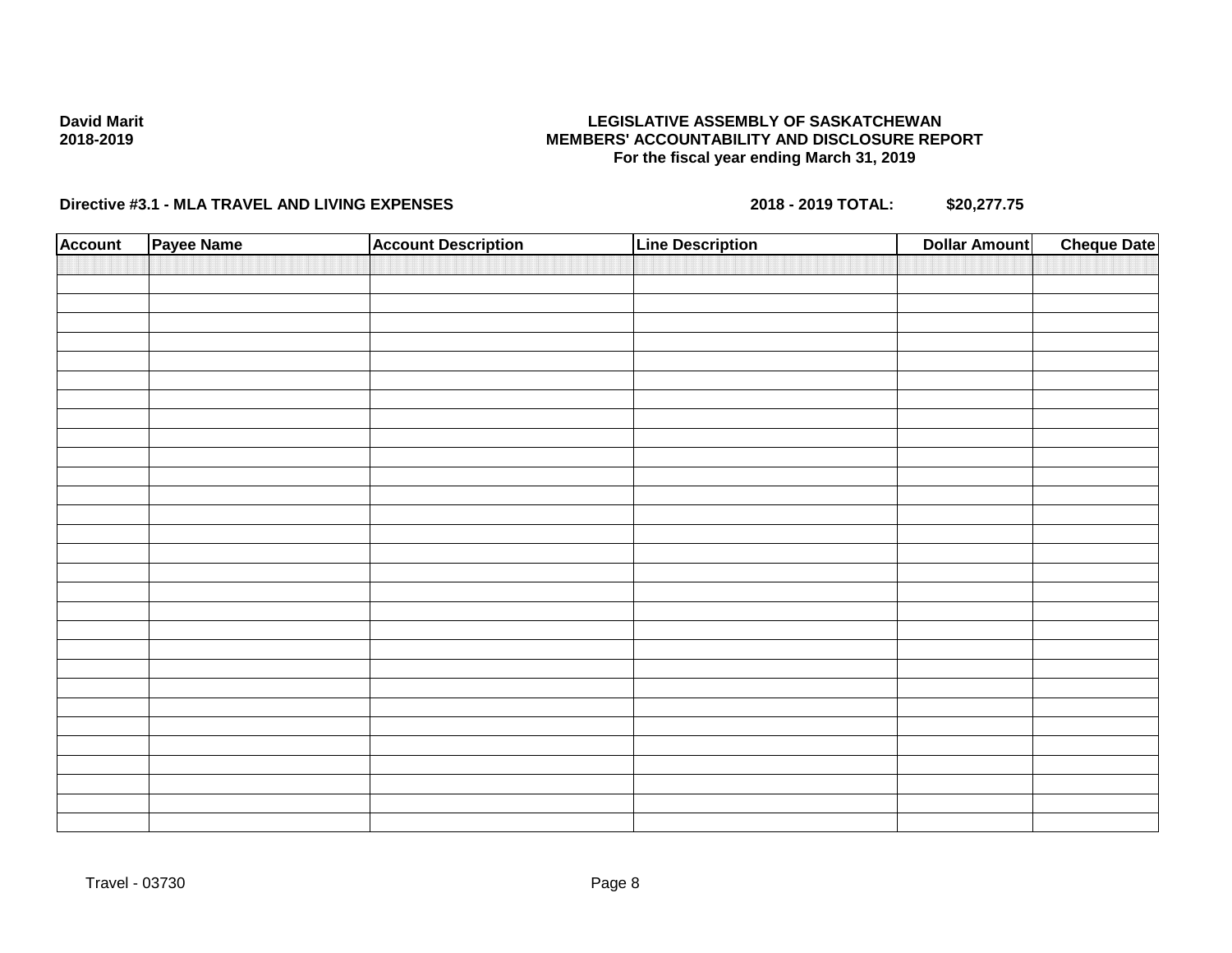**David Marit**
**2018-2019**

**LEGISLATIVE ASSEMBLY OF SASKATCHEWAN**
**MEMBERS' ACCOUNTABILITY AND DISCLOSURE REPORT**
**For the fiscal year ending March 31, 2019**

**Directive #3.1 - MLA TRAVEL AND LIVING EXPENSES** **2018 - 2019 TOTAL: $20,277.75**

| Account | Payee Name | Account Description | Line Description | Dollar Amount | Cheque Date |
|---|---|---|---|---|---|
| | | | | | |

Travel - 03730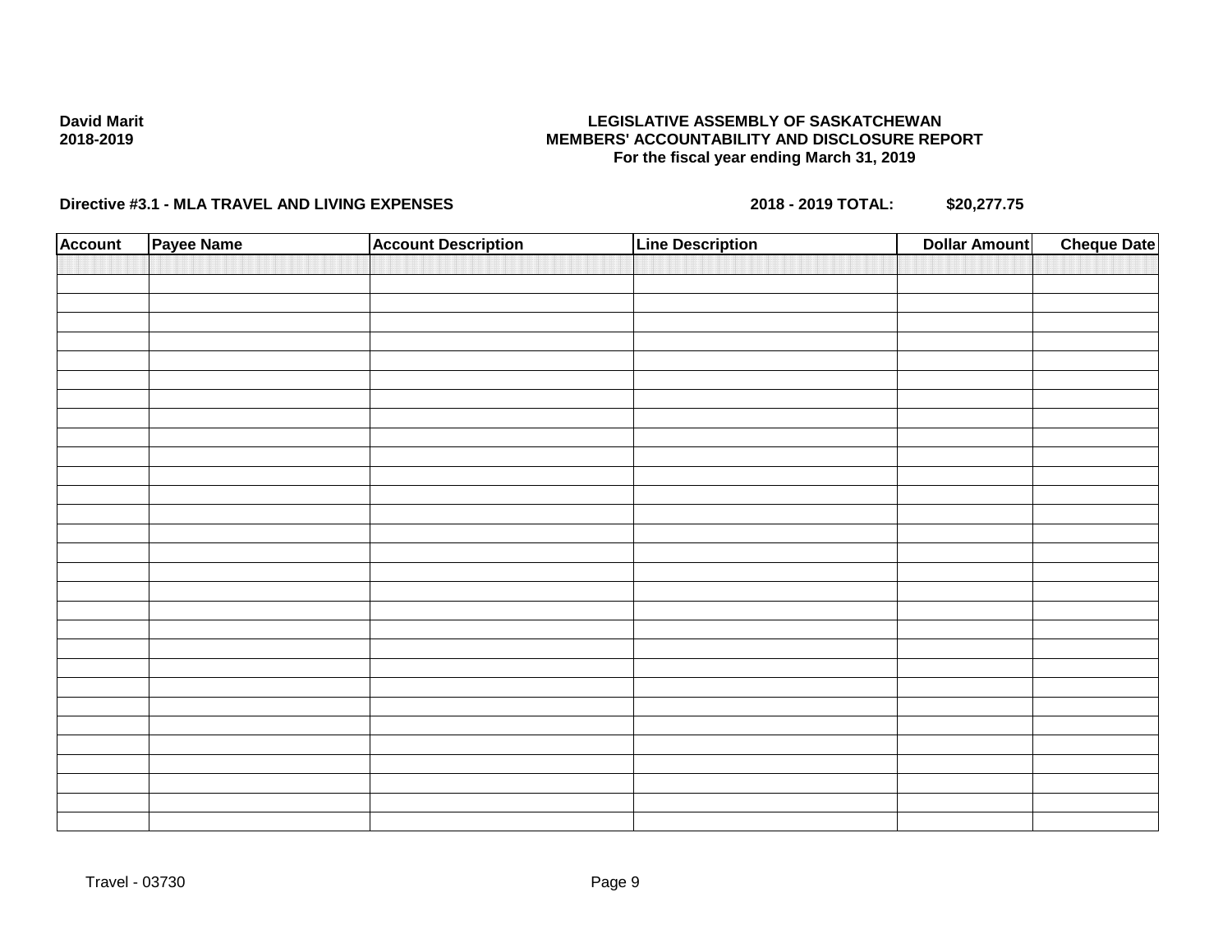**David Marit**
**2018-2019**

**LEGISLATIVE ASSEMBLY OF SASKATCHEWAN**
**MEMBERS' ACCOUNTABILITY AND DISCLOSURE REPORT**
**For the fiscal year ending March 31, 2019**

**Directive #3.1 - MLA TRAVEL AND LIVING EXPENSES** **2018 - 2019 TOTAL: $20,277.75**

| Account | Payee Name | Account Description | Line Description | Dollar Amount | Cheque Date |
|---|---|---|---|---|---|
| | | | | | |

Travel - 03730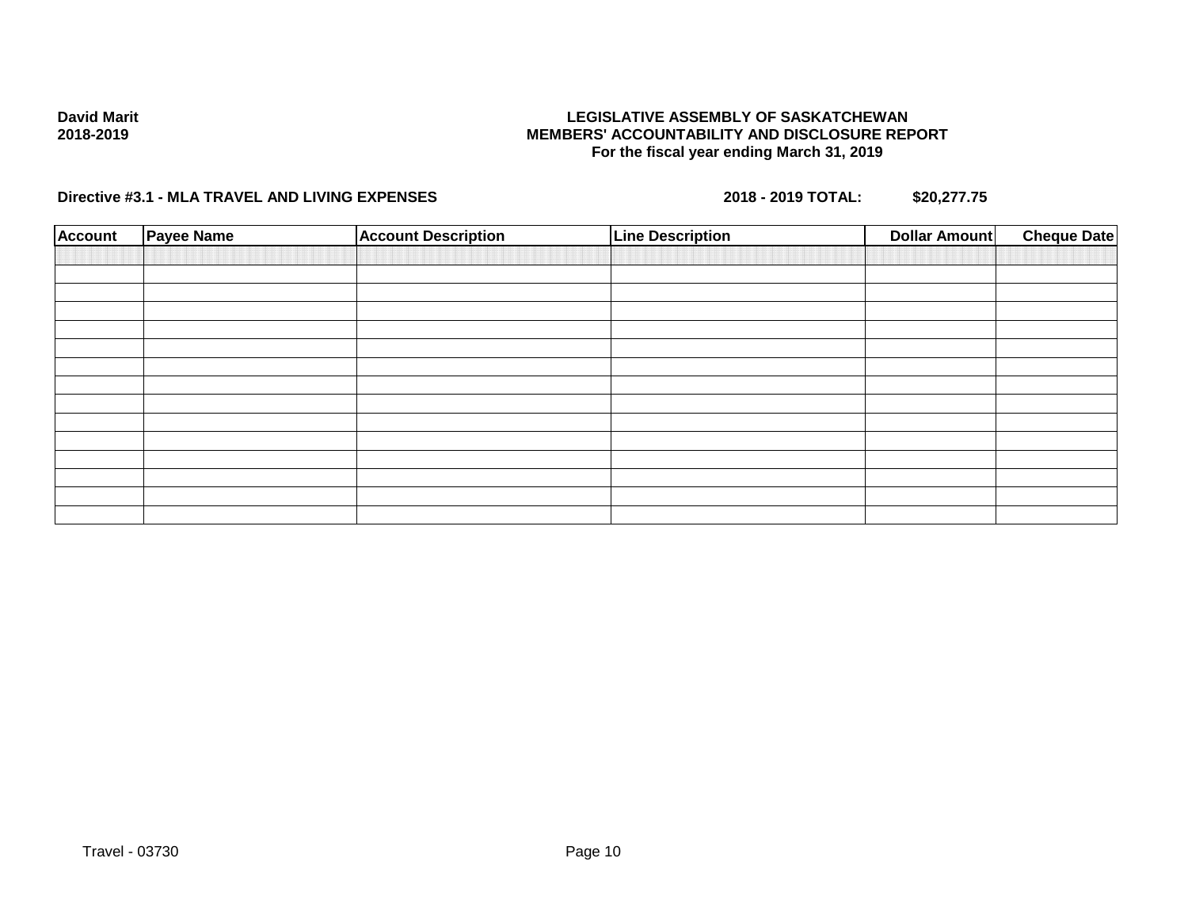**David Marit**
**2018-2019**

**LEGISLATIVE ASSEMBLY OF SASKATCHEWAN**
**MEMBERS' ACCOUNTABILITY AND DISCLOSURE REPORT**
**For the fiscal year ending March 31, 2019**

**Directive #3.1 - MLA TRAVEL AND LIVING EXPENSES** **2018 - 2019 TOTAL: $20,277.75**

| Account | Payee Name | Account Description | Line Description | Dollar Amount | Cheque Date |
|---|---|---|---|---|---|
| | | | | | |
| | | | | | |
| | | | | | |
| | | | | | |
| | | | | | |
| | | | | | |
| | | | | | |
| | | | | | |
| | | | | | |
| | | | | | |
| | | | | | |
| | | | | | |
| | | | | | |
| | | | | | |
| | | | | | |

Travel - 03730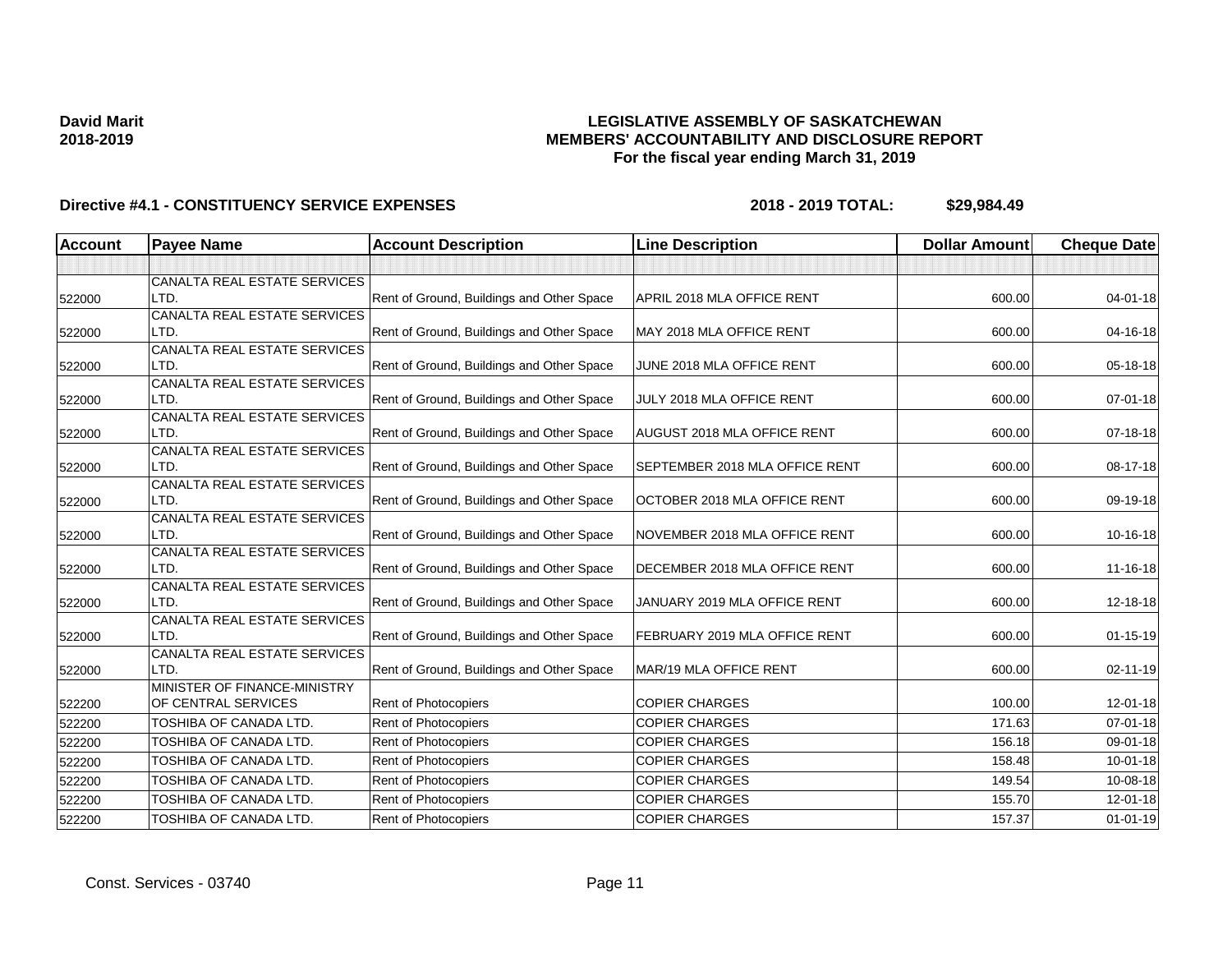**David Marit**
**2018-2019**

**LEGISLATIVE ASSEMBLY OF SASKATCHEWAN**
**MEMBERS' ACCOUNTABILITY AND DISCLOSURE REPORT**
**For the fiscal year ending March 31, 2019**

**Directive #4.1 - CONSTITUENCY SERVICE EXPENSES** **2018 - 2019 TOTAL: $29,984.49**

| Account | Payee Name | Account Description | Line Description | Dollar Amount | Cheque Date |
|---|---|---|---|---|---|
| | | | | | |
| 522000 | CANALTA REAL ESTATE SERVICES LTD. | Rent of Ground, Buildings and Other Space | APRIL 2018 MLA OFFICE RENT | 600.00 | 04-01-18 |
| 522000 | CANALTA REAL ESTATE SERVICES LTD. | Rent of Ground, Buildings and Other Space | MAY 2018 MLA OFFICE RENT | 600.00 | 04-16-18 |
| 522000 | CANALTA REAL ESTATE SERVICES LTD. | Rent of Ground, Buildings and Other Space | JUNE 2018 MLA OFFICE RENT | 600.00 | 05-18-18 |
| 522000 | CANALTA REAL ESTATE SERVICES LTD. | Rent of Ground, Buildings and Other Space | JULY 2018 MLA OFFICE RENT | 600.00 | 07-01-18 |
| 522000 | CANALTA REAL ESTATE SERVICES LTD. | Rent of Ground, Buildings and Other Space | AUGUST 2018 MLA OFFICE RENT | 600.00 | 07-18-18 |
| 522000 | CANALTA REAL ESTATE SERVICES LTD. | Rent of Ground, Buildings and Other Space | SEPTEMBER 2018 MLA OFFICE RENT | 600.00 | 08-17-18 |
| 522000 | CANALTA REAL ESTATE SERVICES LTD. | Rent of Ground, Buildings and Other Space | OCTOBER 2018 MLA OFFICE RENT | 600.00 | 09-19-18 |
| 522000 | CANALTA REAL ESTATE SERVICES LTD. | Rent of Ground, Buildings and Other Space | NOVEMBER 2018 MLA OFFICE RENT | 600.00 | 10-16-18 |
| 522000 | CANALTA REAL ESTATE SERVICES LTD. | Rent of Ground, Buildings and Other Space | DECEMBER 2018 MLA OFFICE RENT | 600.00 | 11-16-18 |
| 522000 | CANALTA REAL ESTATE SERVICES LTD. | Rent of Ground, Buildings and Other Space | JANUARY 2019 MLA OFFICE RENT | 600.00 | 12-18-18 |
| 522000 | CANALTA REAL ESTATE SERVICES LTD. | Rent of Ground, Buildings and Other Space | FEBRUARY 2019 MLA OFFICE RENT | 600.00 | 01-15-19 |
| 522000 | CANALTA REAL ESTATE SERVICES LTD. | Rent of Ground, Buildings and Other Space | MAR/19 MLA OFFICE RENT | 600.00 | 02-11-19 |
| 522200 | MINISTER OF FINANCE-MINISTRY OF CENTRAL SERVICES | Rent of Photocopiers | COPIER CHARGES | 100.00 | 12-01-18 |
| 522200 | TOSHIBA OF CANADA LTD. | Rent of Photocopiers | COPIER CHARGES | 171.63 | 07-01-18 |
| 522200 | TOSHIBA OF CANADA LTD. | Rent of Photocopiers | COPIER CHARGES | 156.18 | 09-01-18 |
| 522200 | TOSHIBA OF CANADA LTD. | Rent of Photocopiers | COPIER CHARGES | 158.48 | 10-01-18 |
| 522200 | TOSHIBA OF CANADA LTD. | Rent of Photocopiers | COPIER CHARGES | 149.54 | 10-08-18 |
| 522200 | TOSHIBA OF CANADA LTD. | Rent of Photocopiers | COPIER CHARGES | 155.70 | 12-01-18 |
| 522200 | TOSHIBA OF CANADA LTD. | Rent of Photocopiers | COPIER CHARGES | 157.37 | 01-01-19 |

Const. Services - 03740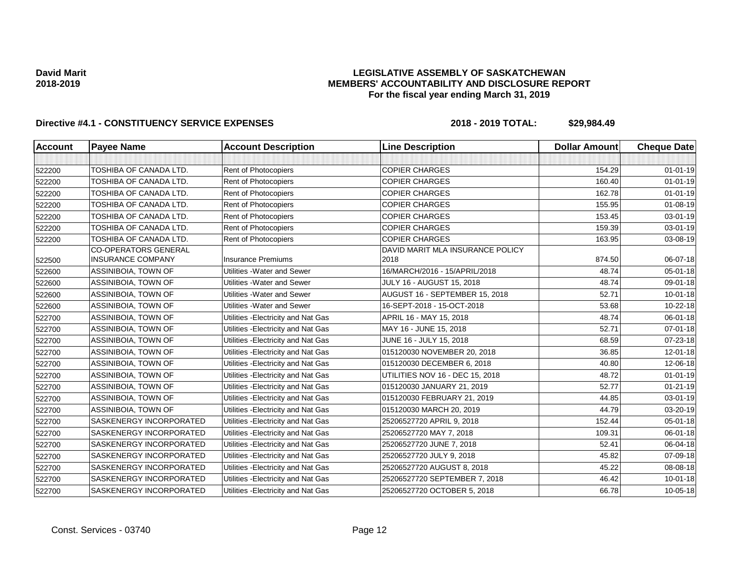**David Marit**
**2018-2019**

**LEGISLATIVE ASSEMBLY OF SASKATCHEWAN**
**MEMBERS' ACCOUNTABILITY AND DISCLOSURE REPORT**
**For the fiscal year ending March 31, 2019**

**Directive #4.1 - CONSTITUENCY SERVICE EXPENSES** **2018 - 2019 TOTAL: $29,984.49**

| Account | Payee Name | Account Description | Line Description | Dollar Amount | Cheque Date |
|---|---|---|---|---|---|
| | | | | | |
| 522200 | TOSHIBA OF CANADA LTD. | Rent of Photocopiers | COPIER CHARGES | 154.29 | 01-01-19 |
| 522200 | TOSHIBA OF CANADA LTD. | Rent of Photocopiers | COPIER CHARGES | 160.40 | 01-01-19 |
| 522200 | TOSHIBA OF CANADA LTD. | Rent of Photocopiers | COPIER CHARGES | 162.78 | 01-01-19 |
| 522200 | TOSHIBA OF CANADA LTD. | Rent of Photocopiers | COPIER CHARGES | 155.95 | 01-08-19 |
| 522200 | TOSHIBA OF CANADA LTD. | Rent of Photocopiers | COPIER CHARGES | 153.45 | 03-01-19 |
| 522200 | TOSHIBA OF CANADA LTD. | Rent of Photocopiers | COPIER CHARGES | 159.39 | 03-01-19 |
| 522200 | TOSHIBA OF CANADA LTD. | Rent of Photocopiers | COPIER CHARGES | 163.95 | 03-08-19 |
| 522500 | CO-OPERATORS GENERAL INSURANCE COMPANY | Insurance Premiums | DAVID MARIT MLA INSURANCE POLICY 2018 | 874.50 | 06-07-18 |
| 522600 | ASSINIBOIA, TOWN OF | Utilities -Water and Sewer | 16/MARCH/2016 - 15/APRIL/2018 | 48.74 | 05-01-18 |
| 522600 | ASSINIBOIA, TOWN OF | Utilities -Water and Sewer | JULY 16 - AUGUST 15, 2018 | 48.74 | 09-01-18 |
| 522600 | ASSINIBOIA, TOWN OF | Utilities -Water and Sewer | AUGUST 16 - SEPTEMBER 15, 2018 | 52.71 | 10-01-18 |
| 522600 | ASSINIBOIA, TOWN OF | Utilities -Water and Sewer | 16-SEPT-2018 - 15-OCT-2018 | 53.68 | 10-22-18 |
| 522700 | ASSINIBOIA, TOWN OF | Utilities -Electricity and Nat Gas | APRIL 16 - MAY 15, 2018 | 48.74 | 06-01-18 |
| 522700 | ASSINIBOIA, TOWN OF | Utilities -Electricity and Nat Gas | MAY 16 - JUNE 15, 2018 | 52.71 | 07-01-18 |
| 522700 | ASSINIBOIA, TOWN OF | Utilities -Electricity and Nat Gas | JUNE 16 - JULY 15, 2018 | 68.59 | 07-23-18 |
| 522700 | ASSINIBOIA, TOWN OF | Utilities -Electricity and Nat Gas | 015120030 NOVEMBER 20, 2018 | 36.85 | 12-01-18 |
| 522700 | ASSINIBOIA, TOWN OF | Utilities -Electricity and Nat Gas | 015120030 DECEMBER 6, 2018 | 40.80 | 12-06-18 |
| 522700 | ASSINIBOIA, TOWN OF | Utilities -Electricity and Nat Gas | UTILITIES NOV 16 - DEC 15, 2018 | 48.72 | 01-01-19 |
| 522700 | ASSINIBOIA, TOWN OF | Utilities -Electricity and Nat Gas | 015120030 JANUARY 21, 2019 | 52.77 | 01-21-19 |
| 522700 | ASSINIBOIA, TOWN OF | Utilities -Electricity and Nat Gas | 015120030 FEBRUARY 21, 2019 | 44.85 | 03-01-19 |
| 522700 | ASSINIBOIA, TOWN OF | Utilities -Electricity and Nat Gas | 015120030 MARCH 20, 2019 | 44.79 | 03-20-19 |
| 522700 | SASKENERGY INCORPORATED | Utilities -Electricity and Nat Gas | 25206527720 APRIL 9, 2018 | 152.44 | 05-01-18 |
| 522700 | SASKENERGY INCORPORATED | Utilities -Electricity and Nat Gas | 25206527720 MAY 7, 2018 | 109.31 | 06-01-18 |
| 522700 | SASKENERGY INCORPORATED | Utilities -Electricity and Nat Gas | 25206527720 JUNE 7, 2018 | 52.41 | 06-04-18 |
| 522700 | SASKENERGY INCORPORATED | Utilities -Electricity and Nat Gas | 25206527720 JULY 9, 2018 | 45.82 | 07-09-18 |
| 522700 | SASKENERGY INCORPORATED | Utilities -Electricity and Nat Gas | 25206527720 AUGUST 8, 2018 | 45.22 | 08-08-18 |
| 522700 | SASKENERGY INCORPORATED | Utilities -Electricity and Nat Gas | 25206527720 SEPTEMBER 7, 2018 | 46.42 | 10-01-18 |
| 522700 | SASKENERGY INCORPORATED | Utilities -Electricity and Nat Gas | 25206527720 OCTOBER 5, 2018 | 66.78 | 10-05-18 |

Const. Services - 03740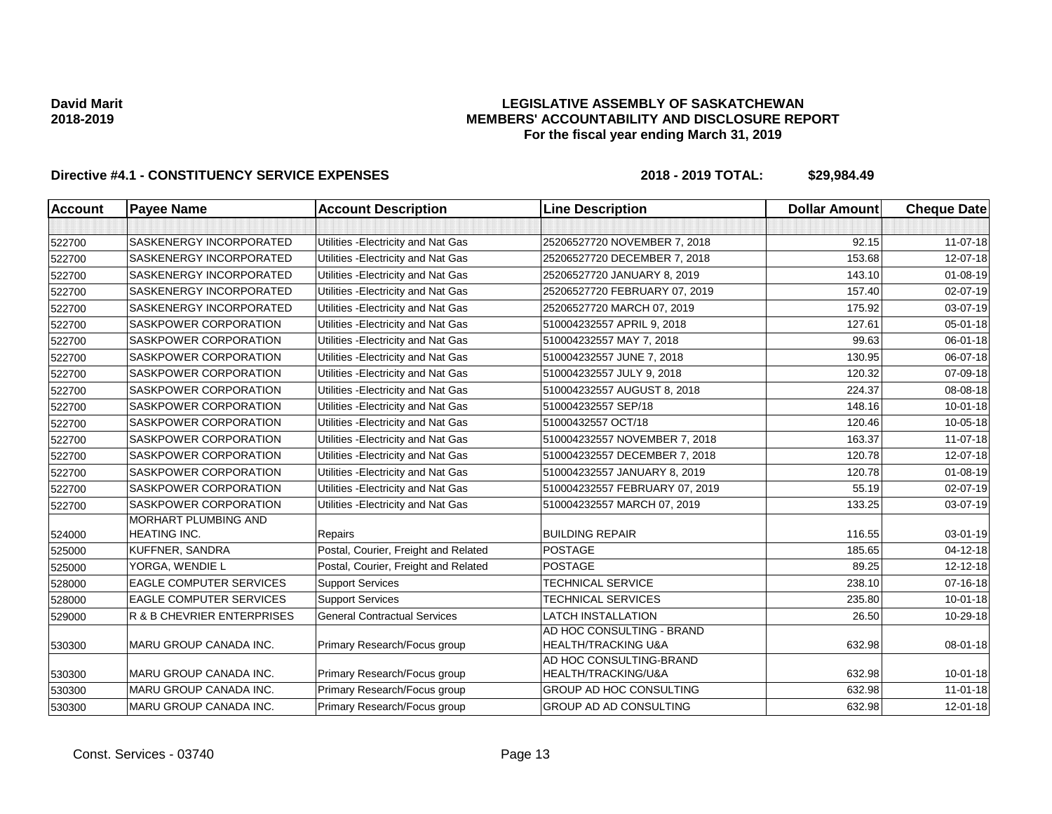**David Marit**
**2018-2019**

# LEGISLATIVE ASSEMBLY OF SASKATCHEWAN
## MEMBERS' ACCOUNTABILITY AND DISCLOSURE REPORT
### For the fiscal year ending March 31, 2019

**Directive #4.1 - CONSTITUENCY SERVICE EXPENSES** **2018 - 2019 TOTAL: $29,984.49**

| Account | Payee Name | Account Description | Line Description | Dollar Amount | Cheque Date |
|---|---|---|---|---|---|
| | | | | | |
| 522700 | SASKENERGY INCORPORATED | Utilities -Electricity and Nat Gas | 25206527720 NOVEMBER 7, 2018 | 92.15 | 11-07-18 |
| 522700 | SASKENERGY INCORPORATED | Utilities -Electricity and Nat Gas | 25206527720 DECEMBER 7, 2018 | 153.68 | 12-07-18 |
| 522700 | SASKENERGY INCORPORATED | Utilities -Electricity and Nat Gas | 25206527720 JANUARY 8, 2019 | 143.10 | 01-08-19 |
| 522700 | SASKENERGY INCORPORATED | Utilities -Electricity and Nat Gas | 25206527720 FEBRUARY 07, 2019 | 157.40 | 02-07-19 |
| 522700 | SASKENERGY INCORPORATED | Utilities -Electricity and Nat Gas | 25206527720 MARCH 07, 2019 | 175.92 | 03-07-19 |
| 522700 | SASKPOWER CORPORATION | Utilities -Electricity and Nat Gas | 510004232557 APRIL 9, 2018 | 127.61 | 05-01-18 |
| 522700 | SASKPOWER CORPORATION | Utilities -Electricity and Nat Gas | 510004232557 MAY 7, 2018 | 99.63 | 06-01-18 |
| 522700 | SASKPOWER CORPORATION | Utilities -Electricity and Nat Gas | 510004232557 JUNE 7, 2018 | 130.95 | 06-07-18 |
| 522700 | SASKPOWER CORPORATION | Utilities -Electricity and Nat Gas | 510004232557 JULY 9, 2018 | 120.32 | 07-09-18 |
| 522700 | SASKPOWER CORPORATION | Utilities -Electricity and Nat Gas | 510004232557 AUGUST 8, 2018 | 224.37 | 08-08-18 |
| 522700 | SASKPOWER CORPORATION | Utilities -Electricity and Nat Gas | 510004232557 SEP/18 | 148.16 | 10-01-18 |
| 522700 | SASKPOWER CORPORATION | Utilities -Electricity and Nat Gas | 51000432557 OCT/18 | 120.46 | 10-05-18 |
| 522700 | SASKPOWER CORPORATION | Utilities -Electricity and Nat Gas | 510004232557 NOVEMBER 7, 2018 | 163.37 | 11-07-18 |
| 522700 | SASKPOWER CORPORATION | Utilities -Electricity and Nat Gas | 510004232557 DECEMBER 7, 2018 | 120.78 | 12-07-18 |
| 522700 | SASKPOWER CORPORATION | Utilities -Electricity and Nat Gas | 510004232557 JANUARY 8, 2019 | 120.78 | 01-08-19 |
| 522700 | SASKPOWER CORPORATION | Utilities -Electricity and Nat Gas | 510004232557 FEBRUARY 07, 2019 | 55.19 | 02-07-19 |
| 522700 | SASKPOWER CORPORATION | Utilities -Electricity and Nat Gas | 510004232557 MARCH 07, 2019 | 133.25 | 03-07-19 |
| 524000 | MORHART PLUMBING AND HEATING INC. | Repairs | BUILDING REPAIR | 116.55 | 03-01-19 |
| 525000 | KUFFNER, SANDRA | Postal, Courier, Freight and Related | POSTAGE | 185.65 | 04-12-18 |
| 525000 | YORGA, WENDIE L | Postal, Courier, Freight and Related | POSTAGE | 89.25 | 12-12-18 |
| 528000 | EAGLE COMPUTER SERVICES | Support Services | TECHNICAL SERVICE | 238.10 | 07-16-18 |
| 528000 | EAGLE COMPUTER SERVICES | Support Services | TECHNICAL SERVICES | 235.80 | 10-01-18 |
| 529000 | R & B CHEVRIER ENTERPRISES | General Contractual Services | LATCH INSTALLATION | 26.50 | 10-29-18 |
| 530300 | MARU GROUP CANADA INC. | Primary Research/Focus group | AD HOC CONSULTING - BRAND HEALTH/TRACKING U&A | 632.98 | 08-01-18 |
| 530300 | MARU GROUP CANADA INC. | Primary Research/Focus group | AD HOC CONSULTING-BRAND HEALTH/TRACKING/U&A | 632.98 | 10-01-18 |
| 530300 | MARU GROUP CANADA INC. | Primary Research/Focus group | GROUP AD HOC CONSULTING | 632.98 | 11-01-18 |
| 530300 | MARU GROUP CANADA INC. | Primary Research/Focus group | GROUP AD AD CONSULTING | 632.98 | 12-01-18 |

Const. Services - 03740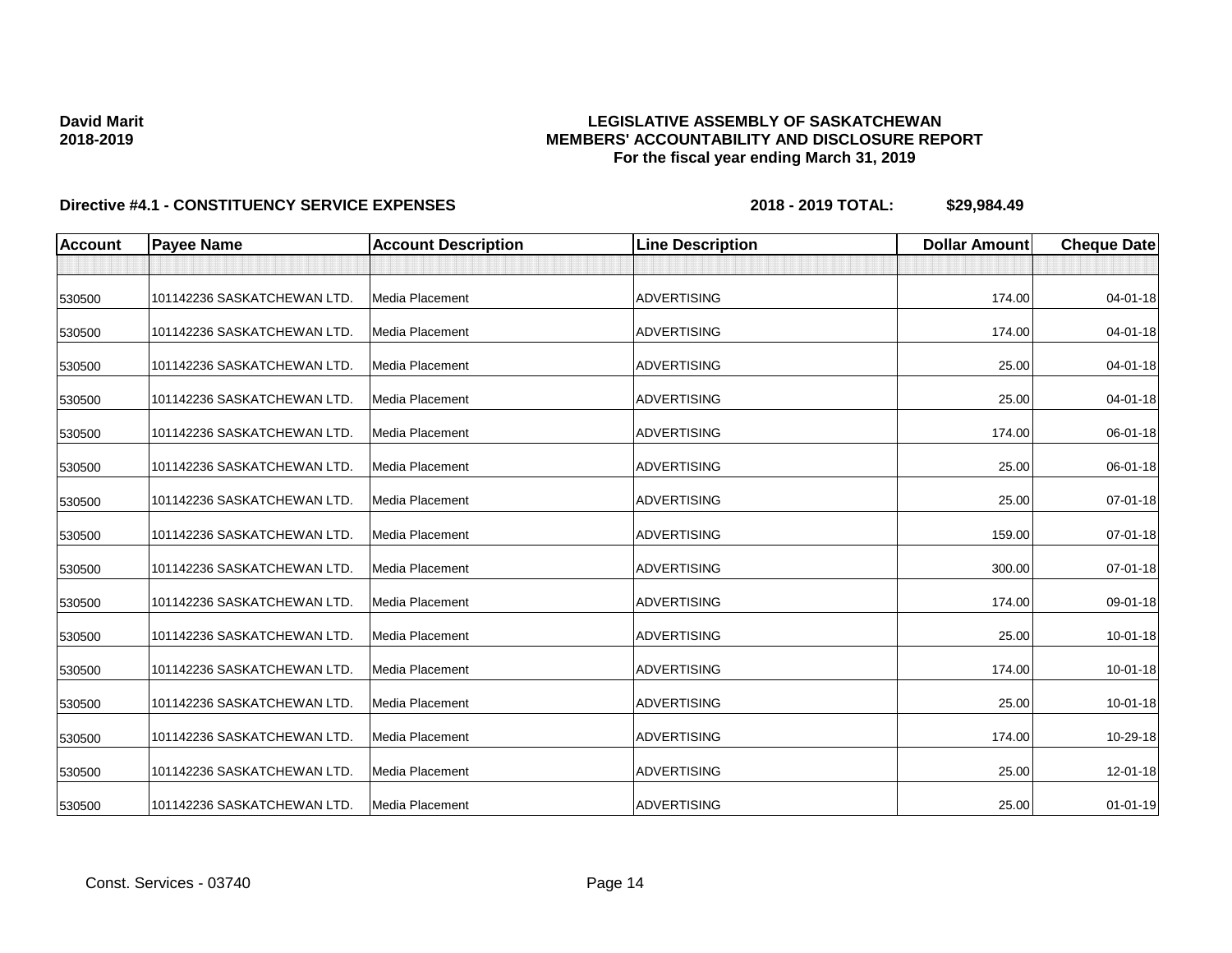**David Marit**
**2018-2019**

**LEGISLATIVE ASSEMBLY OF SASKATCHEWAN**
**MEMBERS' ACCOUNTABILITY AND DISCLOSURE REPORT**
**For the fiscal year ending March 31, 2019**

**Directive #4.1 - CONSTITUENCY SERVICE EXPENSES** **2018 - 2019 TOTAL: $29,984.49**

| Account | Payee Name | Account Description | Line Description | Dollar Amount | Cheque Date |
|---|---|---|---|---|---|
| | | | | | |
| 530500 | 101142236 SASKATCHEWAN LTD. | Media Placement | ADVERTISING | 174.00 | 04-01-18 |
| 530500 | 101142236 SASKATCHEWAN LTD. | Media Placement | ADVERTISING | 174.00 | 04-01-18 |
| 530500 | 101142236 SASKATCHEWAN LTD. | Media Placement | ADVERTISING | 25.00 | 04-01-18 |
| 530500 | 101142236 SASKATCHEWAN LTD. | Media Placement | ADVERTISING | 25.00 | 04-01-18 |
| 530500 | 101142236 SASKATCHEWAN LTD. | Media Placement | ADVERTISING | 174.00 | 06-01-18 |
| 530500 | 101142236 SASKATCHEWAN LTD. | Media Placement | ADVERTISING | 25.00 | 06-01-18 |
| 530500 | 101142236 SASKATCHEWAN LTD. | Media Placement | ADVERTISING | 25.00 | 07-01-18 |
| 530500 | 101142236 SASKATCHEWAN LTD. | Media Placement | ADVERTISING | 159.00 | 07-01-18 |
| 530500 | 101142236 SASKATCHEWAN LTD. | Media Placement | ADVERTISING | 300.00 | 07-01-18 |
| 530500 | 101142236 SASKATCHEWAN LTD. | Media Placement | ADVERTISING | 174.00 | 09-01-18 |
| 530500 | 101142236 SASKATCHEWAN LTD. | Media Placement | ADVERTISING | 25.00 | 10-01-18 |
| 530500 | 101142236 SASKATCHEWAN LTD. | Media Placement | ADVERTISING | 174.00 | 10-01-18 |
| 530500 | 101142236 SASKATCHEWAN LTD. | Media Placement | ADVERTISING | 25.00 | 10-01-18 |
| 530500 | 101142236 SASKATCHEWAN LTD. | Media Placement | ADVERTISING | 174.00 | 10-29-18 |
| 530500 | 101142236 SASKATCHEWAN LTD. | Media Placement | ADVERTISING | 25.00 | 12-01-18 |
| 530500 | 101142236 SASKATCHEWAN LTD. | Media Placement | ADVERTISING | 25.00 | 01-01-19 |

Const. Services - 03740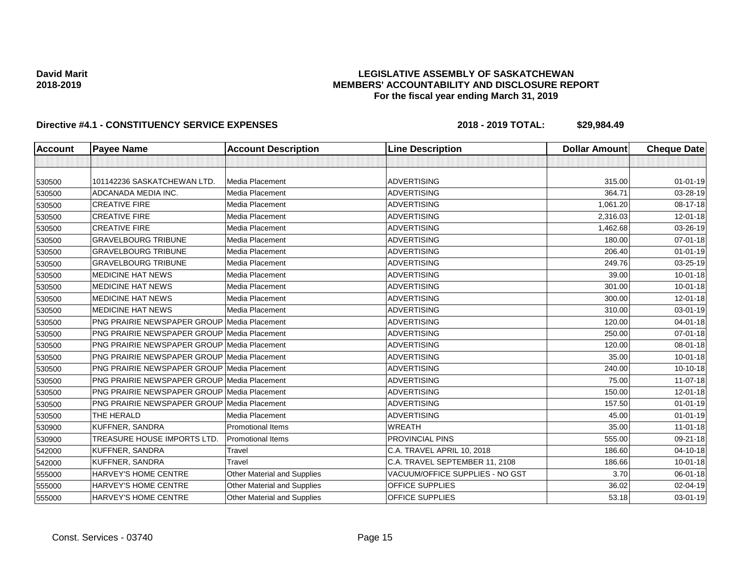**David Marit**
**2018-2019**

**LEGISLATIVE ASSEMBLY OF SASKATCHEWAN**
**MEMBERS' ACCOUNTABILITY AND DISCLOSURE REPORT**
**For the fiscal year ending March 31, 2019**

**Directive #4.1 - CONSTITUENCY SERVICE EXPENSES** **2018 - 2019 TOTAL: $29,984.49**

| Account | Payee Name | Account Description | Line Description | Dollar Amount | Cheque Date |
|---|---|---|---|---|---|
| | | | | | |
| 530500 | 101142236 SASKATCHEWAN LTD. | Media Placement | ADVERTISING | 315.00 | 01-01-19 |
| 530500 | ADCANADA MEDIA INC. | Media Placement | ADVERTISING | 364.71 | 03-28-19 |
| 530500 | CREATIVE FIRE | Media Placement | ADVERTISING | 1,061.20 | 08-17-18 |
| 530500 | CREATIVE FIRE | Media Placement | ADVERTISING | 2,316.03 | 12-01-18 |
| 530500 | CREATIVE FIRE | Media Placement | ADVERTISING | 1,462.68 | 03-26-19 |
| 530500 | GRAVELBOURG TRIBUNE | Media Placement | ADVERTISING | 180.00 | 07-01-18 |
| 530500 | GRAVELBOURG TRIBUNE | Media Placement | ADVERTISING | 206.40 | 01-01-19 |
| 530500 | GRAVELBOURG TRIBUNE | Media Placement | ADVERTISING | 249.76 | 03-25-19 |
| 530500 | MEDICINE HAT NEWS | Media Placement | ADVERTISING | 39.00 | 10-01-18 |
| 530500 | MEDICINE HAT NEWS | Media Placement | ADVERTISING | 301.00 | 10-01-18 |
| 530500 | MEDICINE HAT NEWS | Media Placement | ADVERTISING | 300.00 | 12-01-18 |
| 530500 | MEDICINE HAT NEWS | Media Placement | ADVERTISING | 310.00 | 03-01-19 |
| 530500 | PNG PRAIRIE NEWSPAPER GROUP | Media Placement | ADVERTISING | 120.00 | 04-01-18 |
| 530500 | PNG PRAIRIE NEWSPAPER GROUP | Media Placement | ADVERTISING | 250.00 | 07-01-18 |
| 530500 | PNG PRAIRIE NEWSPAPER GROUP | Media Placement | ADVERTISING | 120.00 | 08-01-18 |
| 530500 | PNG PRAIRIE NEWSPAPER GROUP | Media Placement | ADVERTISING | 35.00 | 10-01-18 |
| 530500 | PNG PRAIRIE NEWSPAPER GROUP | Media Placement | ADVERTISING | 240.00 | 10-10-18 |
| 530500 | PNG PRAIRIE NEWSPAPER GROUP | Media Placement | ADVERTISING | 75.00 | 11-07-18 |
| 530500 | PNG PRAIRIE NEWSPAPER GROUP | Media Placement | ADVERTISING | 150.00 | 12-01-18 |
| 530500 | PNG PRAIRIE NEWSPAPER GROUP | Media Placement | ADVERTISING | 157.50 | 01-01-19 |
| 530500 | THE HERALD | Media Placement | ADVERTISING | 45.00 | 01-01-19 |
| 530900 | KUFFNER, SANDRA | Promotional Items | WREATH | 35.00 | 11-01-18 |
| 530900 | TREASURE HOUSE IMPORTS LTD. | Promotional Items | PROVINCIAL PINS | 555.00 | 09-21-18 |
| 542000 | KUFFNER, SANDRA | Travel | C.A. TRAVEL APRIL 10, 2018 | 186.60 | 04-10-18 |
| 542000 | KUFFNER, SANDRA | Travel | C.A. TRAVEL SEPTEMBER 11, 2108 | 186.66 | 10-01-18 |
| 555000 | HARVEY'S HOME CENTRE | Other Material and Supplies | VACUUM/OFFICE SUPPLIES - NO GST | 3.70 | 06-01-18 |
| 555000 | HARVEY'S HOME CENTRE | Other Material and Supplies | OFFICE SUPPLIES | 36.02 | 02-04-19 |
| 555000 | HARVEY'S HOME CENTRE | Other Material and Supplies | OFFICE SUPPLIES | 53.18 | 03-01-19 |

Const. Services - 03740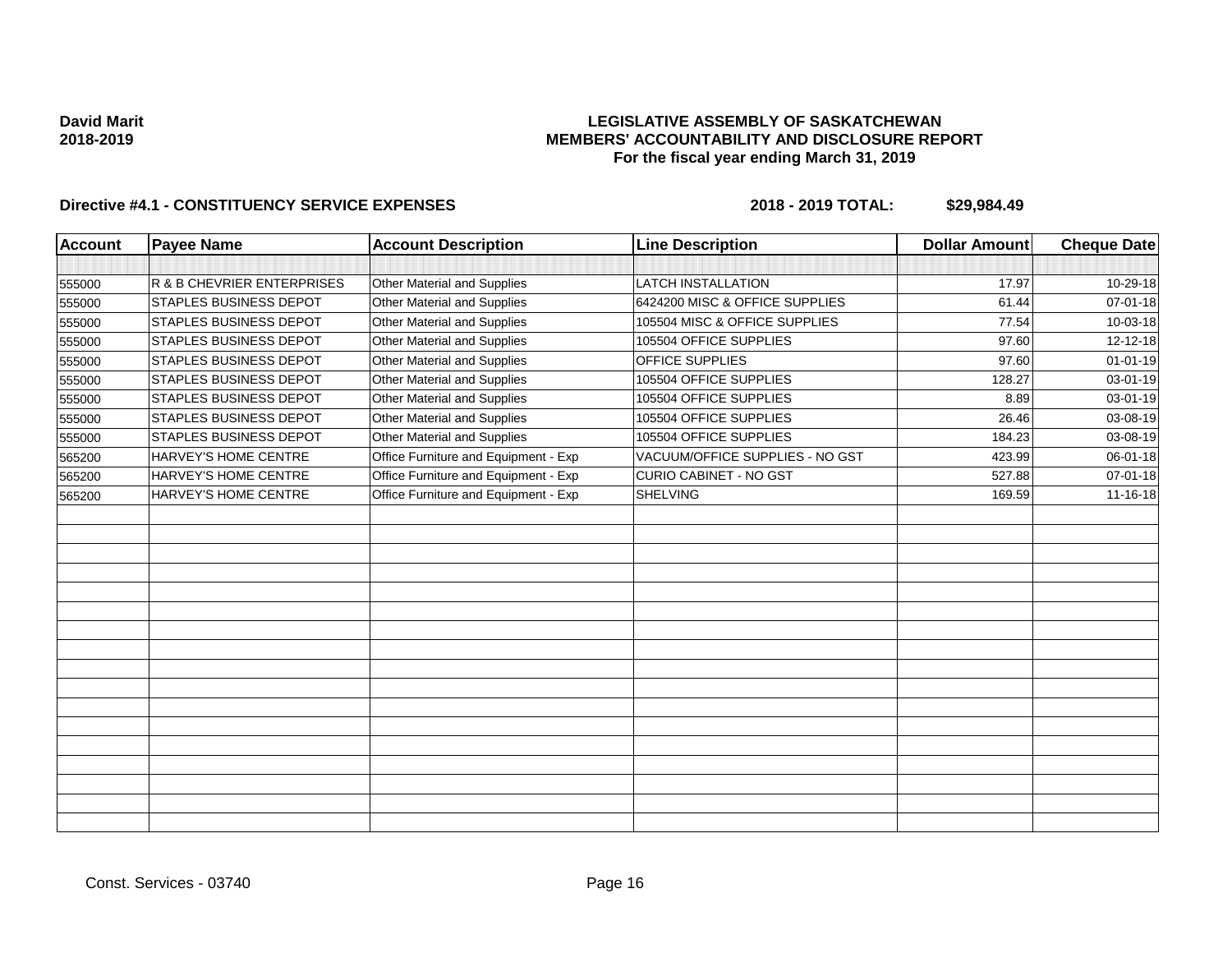**David Marit**
**2018-2019**

# LEGISLATIVE ASSEMBLY OF SASKATCHEWAN
## MEMBERS' ACCOUNTABILITY AND DISCLOSURE REPORT
### For the fiscal year ending March 31, 2019

**Directive #4.1 - CONSTITUENCY SERVICE EXPENSES** **2018 - 2019 TOTAL: $29,984.49**

| Account | Payee Name | Account Description | Line Description | Dollar Amount | Cheque Date |
|---|---|---|---|---|---|
| | | | | | |
| 555000 | R & B CHEVRIER ENTERPRISES | Other Material and Supplies | LATCH INSTALLATION | 17.97 | 10-29-18 |
| 555000 | STAPLES BUSINESS DEPOT | Other Material and Supplies | 6424200 MISC & OFFICE SUPPLIES | 61.44 | 07-01-18 |
| 555000 | STAPLES BUSINESS DEPOT | Other Material and Supplies | 105504 MISC & OFFICE SUPPLIES | 77.54 | 10-03-18 |
| 555000 | STAPLES BUSINESS DEPOT | Other Material and Supplies | 105504 OFFICE SUPPLIES | 97.60 | 12-12-18 |
| 555000 | STAPLES BUSINESS DEPOT | Other Material and Supplies | OFFICE SUPPLIES | 97.60 | 01-01-19 |
| 555000 | STAPLES BUSINESS DEPOT | Other Material and Supplies | 105504 OFFICE SUPPLIES | 128.27 | 03-01-19 |
| 555000 | STAPLES BUSINESS DEPOT | Other Material and Supplies | 105504 OFFICE SUPPLIES | 8.89 | 03-01-19 |
| 555000 | STAPLES BUSINESS DEPOT | Other Material and Supplies | 105504 OFFICE SUPPLIES | 26.46 | 03-08-19 |
| 555000 | STAPLES BUSINESS DEPOT | Other Material and Supplies | 105504 OFFICE SUPPLIES | 184.23 | 03-08-19 |
| 565200 | HARVEY'S HOME CENTRE | Office Furniture and Equipment - Exp | VACUUM/OFFICE SUPPLIES - NO GST | 423.99 | 06-01-18 |
| 565200 | HARVEY'S HOME CENTRE | Office Furniture and Equipment - Exp | CURIO CABINET - NO GST | 527.88 | 07-01-18 |
| 565200 | HARVEY'S HOME CENTRE | Office Furniture and Equipment - Exp | SHELVING | 169.59 | 11-16-18 |

Const. Services - 03740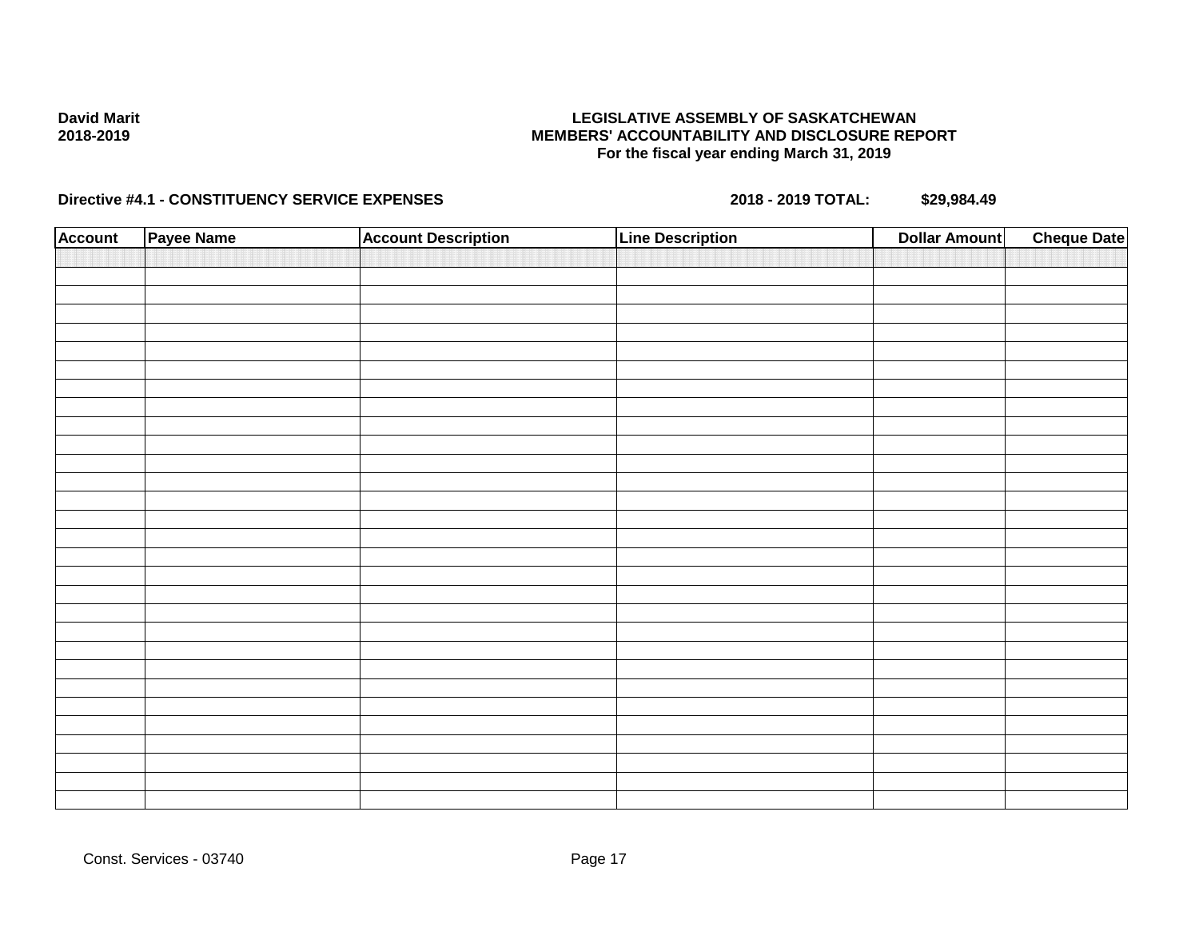**David Marit**
**2018-2019**

**LEGISLATIVE ASSEMBLY OF SASKATCHEWAN**
**MEMBERS' ACCOUNTABILITY AND DISCLOSURE REPORT**
**For the fiscal year ending March 31, 2019**

**Directive #4.1 - CONSTITUENCY SERVICE EXPENSES** **2018 - 2019 TOTAL: $29,984.49**

| Account | Payee Name | Account Description | Line Description | Dollar Amount | Cheque Date |
|---|---|---|---|---|---|
| | | | | | |

Const. Services - 03740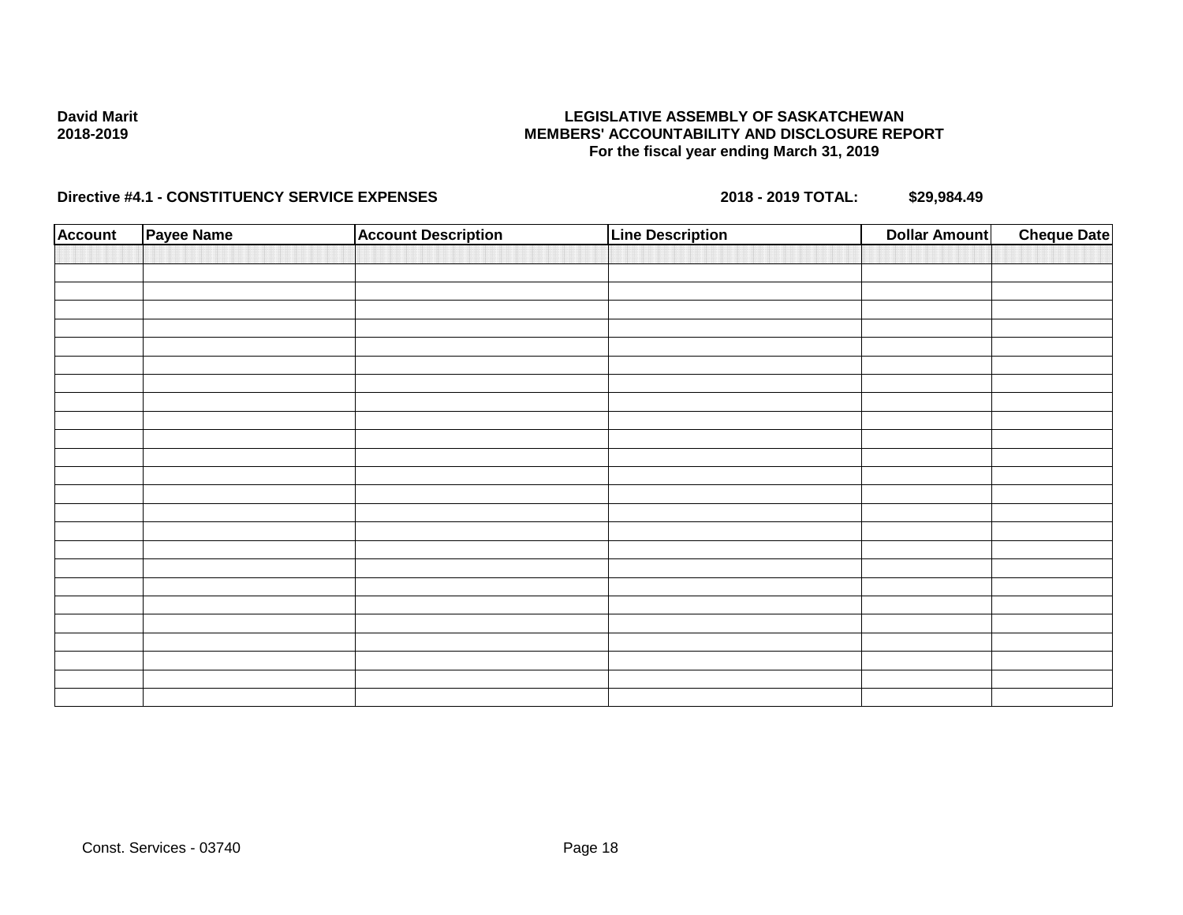David Marit
2018-2019

**LEGISLATIVE ASSEMBLY OF SASKATCHEWAN**
**MEMBERS' ACCOUNTABILITY AND DISCLOSURE REPORT**
**For the fiscal year ending March 31, 2019**

**Directive #4.1 - CONSTITUENCY SERVICE EXPENSES** **2018 - 2019 TOTAL: $29,984.49**

| Account | Payee Name | Account Description | Line Description | Dollar Amount | Cheque Date |
|---|---|---|---|---|---|
| | | | | | |

Const. Services - 03740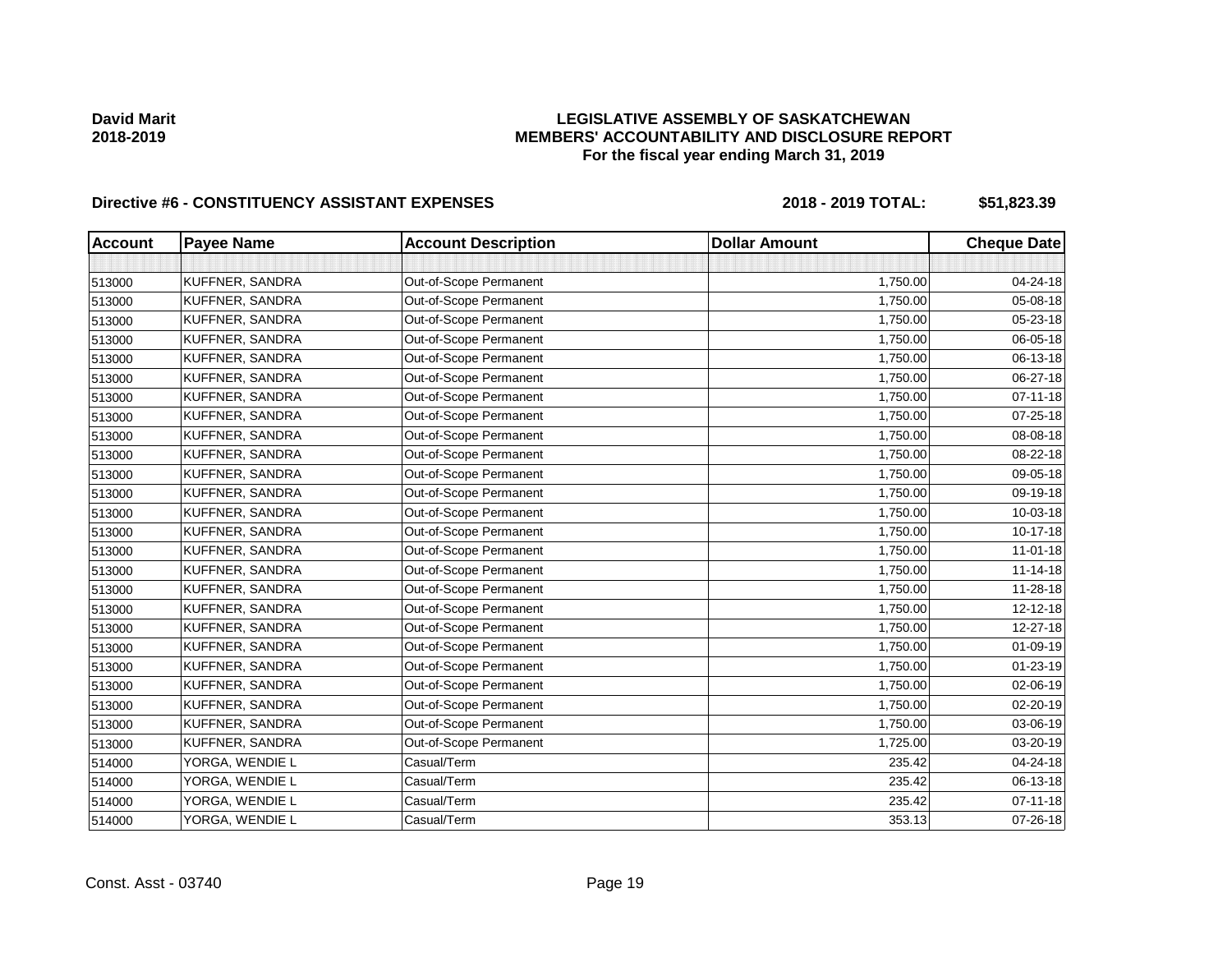**David Marit**
**2018-2019**

# LEGISLATIVE ASSEMBLY OF SASKATCHEWAN
## MEMBERS' ACCOUNTABILITY AND DISCLOSURE REPORT
### For the fiscal year ending March 31, 2019

**Directive #6 - CONSTITUENCY ASSISTANT EXPENSES** **2018 - 2019 TOTAL: $51,823.39**

| Account | Payee Name | Account Description | Dollar Amount | Cheque Date |
|---|---|---|---|---|
| | | | | |
| 513000 | KUFFNER, SANDRA | Out-of-Scope Permanent | 1,750.00 | 04-24-18 |
| 513000 | KUFFNER, SANDRA | Out-of-Scope Permanent | 1,750.00 | 05-08-18 |
| 513000 | KUFFNER, SANDRA | Out-of-Scope Permanent | 1,750.00 | 05-23-18 |
| 513000 | KUFFNER, SANDRA | Out-of-Scope Permanent | 1,750.00 | 06-05-18 |
| 513000 | KUFFNER, SANDRA | Out-of-Scope Permanent | 1,750.00 | 06-13-18 |
| 513000 | KUFFNER, SANDRA | Out-of-Scope Permanent | 1,750.00 | 06-27-18 |
| 513000 | KUFFNER, SANDRA | Out-of-Scope Permanent | 1,750.00 | 07-11-18 |
| 513000 | KUFFNER, SANDRA | Out-of-Scope Permanent | 1,750.00 | 07-25-18 |
| 513000 | KUFFNER, SANDRA | Out-of-Scope Permanent | 1,750.00 | 08-08-18 |
| 513000 | KUFFNER, SANDRA | Out-of-Scope Permanent | 1,750.00 | 08-22-18 |
| 513000 | KUFFNER, SANDRA | Out-of-Scope Permanent | 1,750.00 | 09-05-18 |
| 513000 | KUFFNER, SANDRA | Out-of-Scope Permanent | 1,750.00 | 09-19-18 |
| 513000 | KUFFNER, SANDRA | Out-of-Scope Permanent | 1,750.00 | 10-03-18 |
| 513000 | KUFFNER, SANDRA | Out-of-Scope Permanent | 1,750.00 | 10-17-18 |
| 513000 | KUFFNER, SANDRA | Out-of-Scope Permanent | 1,750.00 | 11-01-18 |
| 513000 | KUFFNER, SANDRA | Out-of-Scope Permanent | 1,750.00 | 11-14-18 |
| 513000 | KUFFNER, SANDRA | Out-of-Scope Permanent | 1,750.00 | 11-28-18 |
| 513000 | KUFFNER, SANDRA | Out-of-Scope Permanent | 1,750.00 | 12-12-18 |
| 513000 | KUFFNER, SANDRA | Out-of-Scope Permanent | 1,750.00 | 12-27-18 |
| 513000 | KUFFNER, SANDRA | Out-of-Scope Permanent | 1,750.00 | 01-09-19 |
| 513000 | KUFFNER, SANDRA | Out-of-Scope Permanent | 1,750.00 | 01-23-19 |
| 513000 | KUFFNER, SANDRA | Out-of-Scope Permanent | 1,750.00 | 02-06-19 |
| 513000 | KUFFNER, SANDRA | Out-of-Scope Permanent | 1,750.00 | 02-20-19 |
| 513000 | KUFFNER, SANDRA | Out-of-Scope Permanent | 1,750.00 | 03-06-19 |
| 513000 | KUFFNER, SANDRA | Out-of-Scope Permanent | 1,725.00 | 03-20-19 |
| 514000 | YORGA, WENDIE L | Casual/Term | 235.42 | 04-24-18 |
| 514000 | YORGA, WENDIE L | Casual/Term | 235.42 | 06-13-18 |
| 514000 | YORGA, WENDIE L | Casual/Term | 235.42 | 07-11-18 |
| 514000 | YORGA, WENDIE L | Casual/Term | 353.13 | 07-26-18 |

Const. Asst - 03740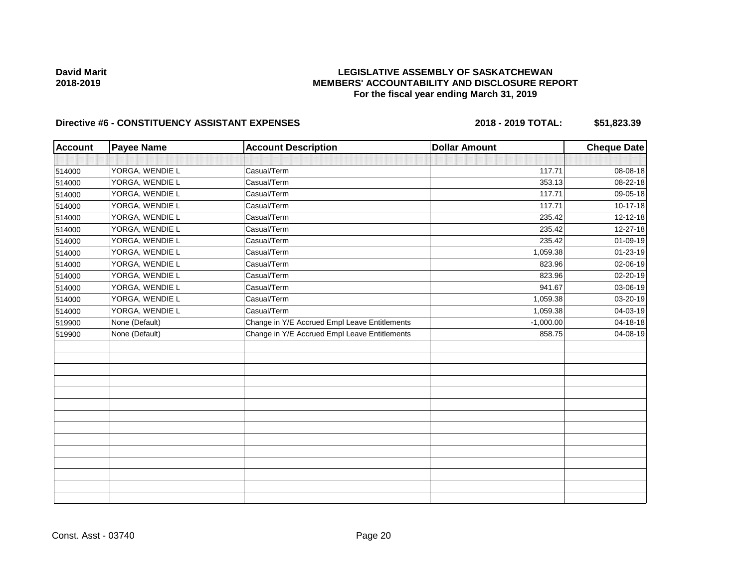David Marit
2018-2019

**LEGISLATIVE ASSEMBLY OF SASKATCHEWAN**
**MEMBERS' ACCOUNTABILITY AND DISCLOSURE REPORT**
**For the fiscal year ending March 31, 2019**

**Directive #6 - CONSTITUENCY ASSISTANT EXPENSES** **2018 - 2019 TOTAL: $51,823.39**

| Account | Payee Name | Account Description | Dollar Amount | Cheque Date |
|---|---|---|---|---|
| | | | | |
| 514000 | YORGA, WENDIE L | Casual/Term | 117.71 | 08-08-18 |
| 514000 | YORGA, WENDIE L | Casual/Term | 353.13 | 08-22-18 |
| 514000 | YORGA, WENDIE L | Casual/Term | 117.71 | 09-05-18 |
| 514000 | YORGA, WENDIE L | Casual/Term | 117.71 | 10-17-18 |
| 514000 | YORGA, WENDIE L | Casual/Term | 235.42 | 12-12-18 |
| 514000 | YORGA, WENDIE L | Casual/Term | 235.42 | 12-27-18 |
| 514000 | YORGA, WENDIE L | Casual/Term | 235.42 | 01-09-19 |
| 514000 | YORGA, WENDIE L | Casual/Term | 1,059.38 | 01-23-19 |
| 514000 | YORGA, WENDIE L | Casual/Term | 823.96 | 02-06-19 |
| 514000 | YORGA, WENDIE L | Casual/Term | 823.96 | 02-20-19 |
| 514000 | YORGA, WENDIE L | Casual/Term | 941.67 | 03-06-19 |
| 514000 | YORGA, WENDIE L | Casual/Term | 1,059.38 | 03-20-19 |
| 514000 | YORGA, WENDIE L | Casual/Term | 1,059.38 | 04-03-19 |
| 519900 | None (Default) | Change in Y/E Accrued Empl Leave Entitlements | -1,000.00 | 04-18-18 |
| 519900 | None (Default) | Change in Y/E Accrued Empl Leave Entitlements | 858.75 | 04-08-19 |

Const. Asst - 03740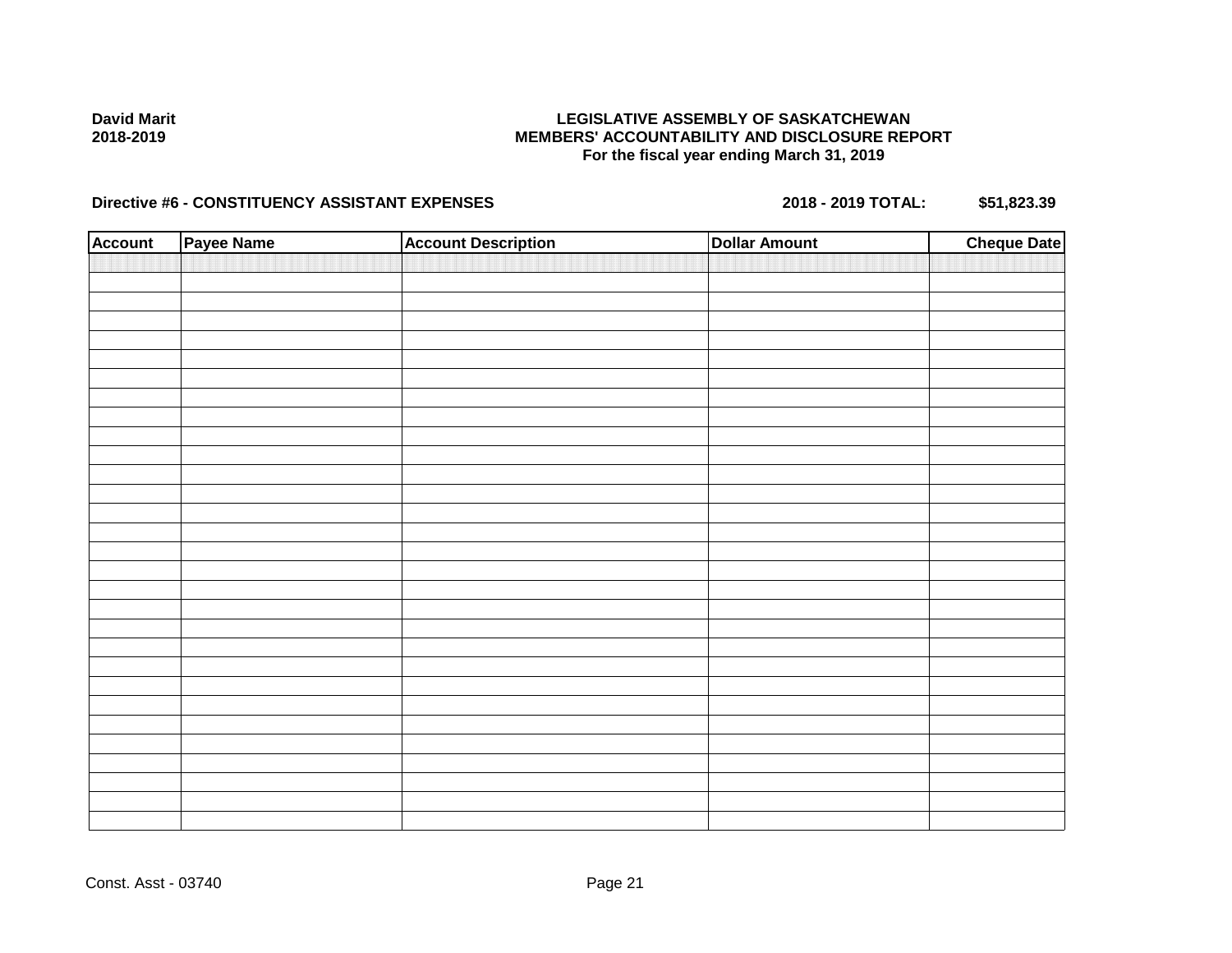David Marit
2018-2019

**LEGISLATIVE ASSEMBLY OF SASKATCHEWAN**
**MEMBERS' ACCOUNTABILITY AND DISCLOSURE REPORT**
**For the fiscal year ending March 31, 2019**

**Directive #6 - CONSTITUENCY ASSISTANT EXPENSES** **2018 - 2019 TOTAL: $51,823.39**

| Account | Payee Name | Account Description | Dollar Amount | Cheque Date |
|---|---|---|---|---|
| | | | | |

Const. Asst - 03740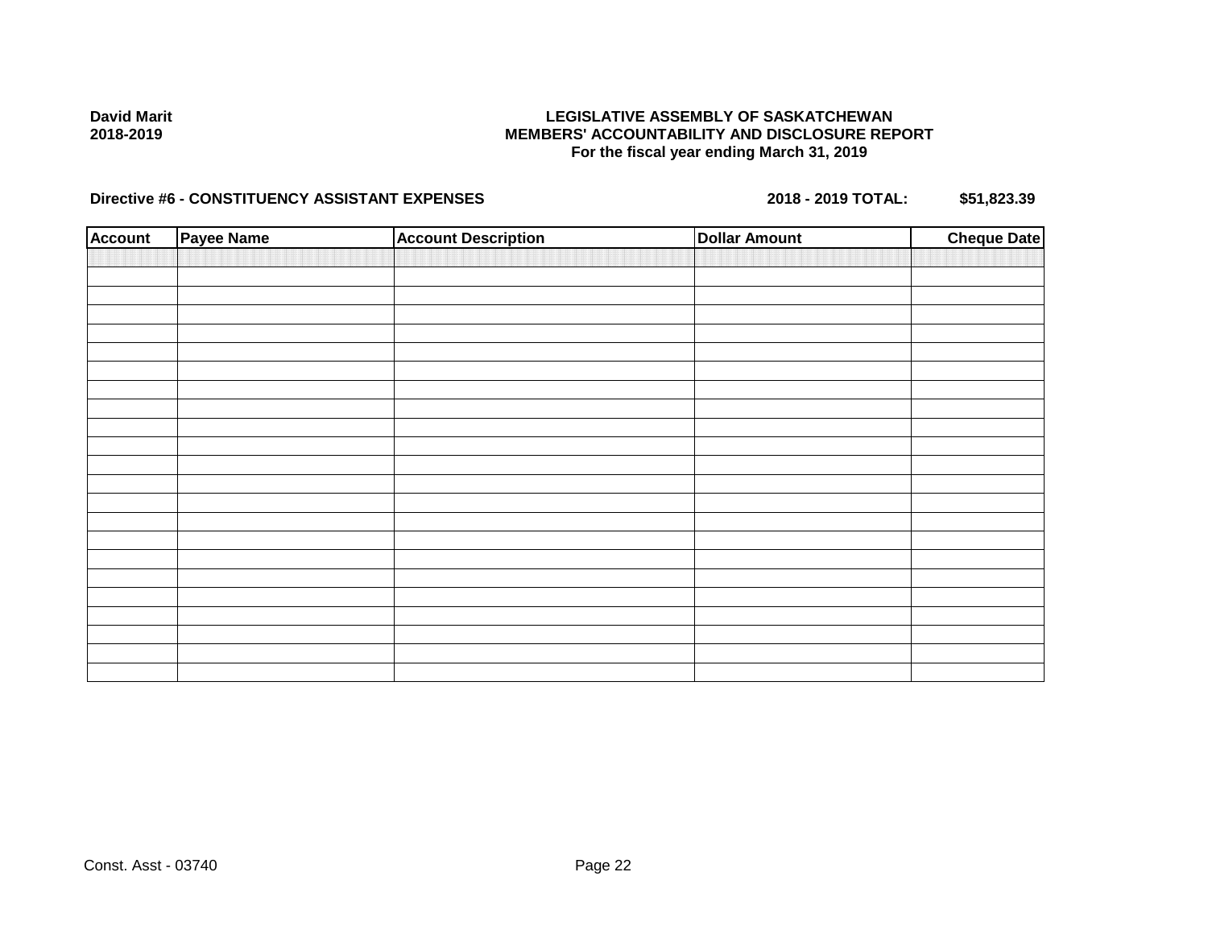**David Marit**
**2018-2019**

**LEGISLATIVE ASSEMBLY OF SASKATCHEWAN**
**MEMBERS' ACCOUNTABILITY AND DISCLOSURE REPORT**
**For the fiscal year ending March 31, 2019**

**Directive #6 - CONSTITUENCY ASSISTANT EXPENSES** **2018 - 2019 TOTAL: $51,823.39**

| Account | Payee Name | Account Description | Dollar Amount | Cheque Date |
|---|---|---|---|---|
| | | | | |
| | | | | |
| | | | | |
| | | | | |
| | | | | |
| | | | | |
| | | | | |
| | | | | |
| | | | | |
| | | | | |
| | | | | |
| | | | | |
| | | | | |
| | | | | |
| | | | | |
| | | | | |
| | | | | |
| | | | | |
| | | | | |
| | | | | |
| | | | | |
| | | | | |
| | | | | |

Const. Asst - 03740